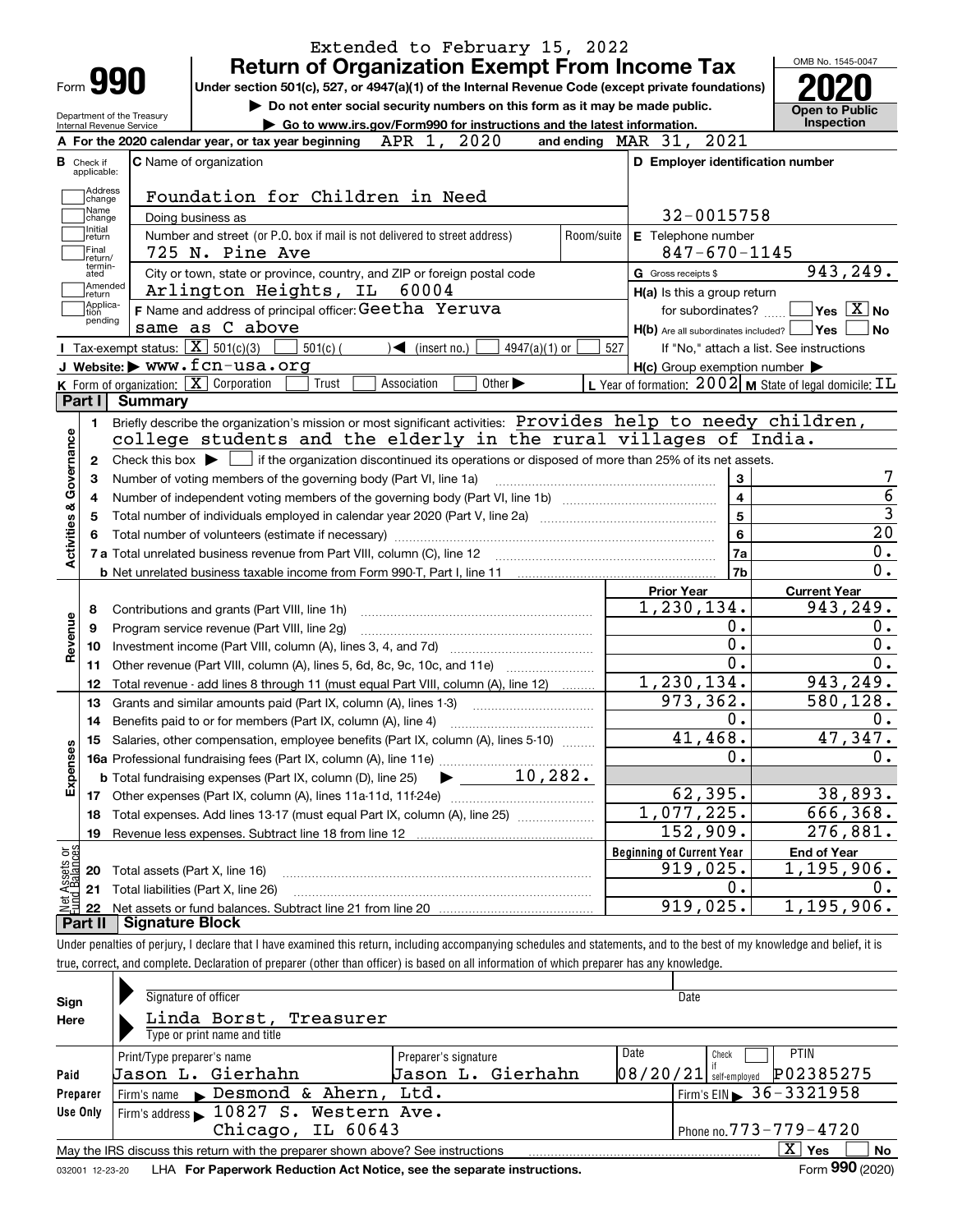Extended to February 15, 2022

# Form 990 — Return of Organization Exempt From Income Tax

Under section 501(c), 527, or 4947(a)(1) of the Internal Revenue Code (except private foundations)

▶ Do not enter social security numbers on this form as it may be made public.

▶ Go to www.irs.gov/Form990 for instructions and the latest information.

Department of the Treasury
Internal Revenue Service

OMB No. 1545-0047

**2020**

**Open to Public Inspection**

**A** For the 2020 calendar year, or tax year beginning APR 1, 2020 and ending MAR 31, 2021

**B** Check if applicable: Address change, Name change, Initial return, Final return/terminated, Amended return, Application pending

**C** Name of organization: Foundation for Children in Need

Doing business as

Number and street (or P.O. box if mail is not delivered to street address): 725 N. Pine Ave — Room/suite

City or town, state or province, country, and ZIP or foreign postal code: Arlington Heights, IL 60004

**D** Employer identification number: 32-0015758

**E** Telephone number: 847-670-1145

**G** Gross receipts $ 943,249.

**F** Name and address of principal officer: Geetha Yeruva, same as C above

**H(a)** Is this a group return for subordinates? Yes [ ] No [X]

**H(b)** Are all subordinates included? Yes [ ] No [ ]

If "No," attach a list. See instructions

**H(c)** Group exemption number ▶

**I** Tax-exempt status: [X] 501(c)(3) [ ] 501(c) ( ) ◀ (insert no.) [ ] 4947(a)(1) or [ ] 527

**J** Website: ▶ www.fcn-usa.org

**K** Form of organization: [X] Corporation [ ] Trust [ ] Association [ ] Other ▶

**L** Year of formation: 2002 **M** State of legal domicile: IL

## Part I Summary

**Activities & Governance**

1. Briefly describe the organization's mission or most significant activities: Provides help to needy children, college students and the elderly in the rural villages of India.
2. Check this box ▶ [ ] if the organization discontinued its operations or disposed of more than 25% of its net assets.

| | | | |
|---|---|---|---|
| 3 | Number of voting members of the governing body (Part VI, line 1a) | 3 | 7 |
| 4 | Number of independent voting members of the governing body (Part VI, line 1b) | 4 | 6 |
| 5 | Total number of individuals employed in calendar year 2020 (Part V, line 2a) | 5 | 3 |
| 6 | Total number of volunteers (estimate if necessary) | 6 | 20 |
| 7a | Total unrelated business revenue from Part VIII, column (C), line 12 | 7a | 0. |
| b | Net unrelated business taxable income from Form 990-T, Part I, line 11 | 7b | 0. |

| | | | Prior Year | Current Year |
|---|---|---|---|---|
| **Revenue** | 8 | Contributions and grants (Part VIII, line 1h) | 1,230,134. | 943,249. |
| | 9 | Program service revenue (Part VIII, line 2g) | 0. | 0. |
| | 10 | Investment income (Part VIII, column (A), lines 3, 4, and 7d) | 0. | 0. |
| | 11 | Other revenue (Part VIII, column (A), lines 5, 6d, 8c, 9c, 10c, and 11e) | 0. | 0. |
| | 12 | Total revenue - add lines 8 through 11 (must equal Part VIII, column (A), line 12) | 1,230,134. | 943,249. |
| **Expenses** | 13 | Grants and similar amounts paid (Part IX, column (A), lines 1-3) | 973,362. | 580,128. |
| | 14 | Benefits paid to or for members (Part IX, column (A), line 4) | 0. | 0. |
| | 15 | Salaries, other compensation, employee benefits (Part IX, column (A), lines 5-10) | 41,468. | 47,347. |
| | 16a | Professional fundraising fees (Part IX, column (A), line 11e) | 0. | 0. |
| | b | Total fundraising expenses (Part IX, column (D), line 25) ▶ 10,282. | | |
| | 17 | Other expenses (Part IX, column (A), lines 11a-11d, 11f-24e) | 62,395. | 38,893. |
| | 18 | Total expenses. Add lines 13-17 (must equal Part IX, column (A), line 25) | 1,077,225. | 666,368. |
| | 19 | Revenue less expenses. Subtract line 18 from line 12 | 152,909. | 276,881. |

| | | | Beginning of Current Year | End of Year |
|---|---|---|---|---|
| **Net Assets or Fund Balances** | 20 | Total assets (Part X, line 16) | 919,025. | 1,195,906. |
| | 21 | Total liabilities (Part X, line 26) | 0. | 0. |
| | 22 | Net assets or fund balances. Subtract line 21 from line 20 | 919,025. | 1,195,906. |

## Part II Signature Block

Under penalties of perjury, I declare that I have examined this return, including accompanying schedules and statements, and to the best of my knowledge and belief, it is true, correct, and complete. Declaration of preparer (other than officer) is based on all information of which preparer has any knowledge.

**Sign Here**

Signature of officer — Date

Linda Borst, Treasurer
Type or print name and title

**Paid Preparer Use Only**

| Print/Type preparer's name | Preparer's signature | Date | Check [ ] if self-employed | PTIN |
|---|---|---|---|---|
| Jason L. Gierhahn | Jason L. Gierhahn | 08/20/21 | | P02385275 |

Firm's name ▶ Desmond & Ahern, Ltd. — Firm's EIN ▶ 36-3321958

Firm's address ▶ 10827 S. Western Ave., Chicago, IL 60643 — Phone no. 773-779-4720

May the IRS discuss this return with the preparer shown above? See instructions [X] Yes [ ] No

032001 12-23-20 LHA For Paperwork Reduction Act Notice, see the separate instructions. Form **990** (2020)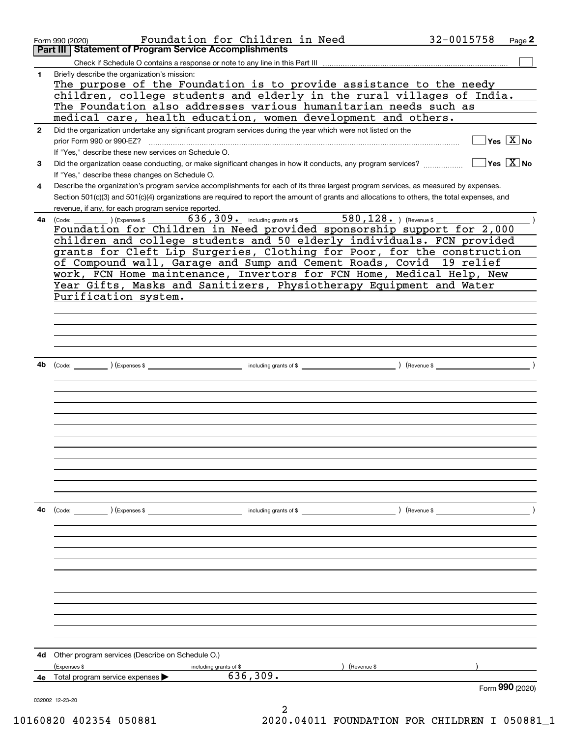Form 990 (2020) Foundation for Children in Need 32-0015758 Page **2**

## Part III Statement of Program Service Accomplishments

Check if Schedule O contains a response or note to any line in this Part III ☐

**1** Briefly describe the organization's mission:

The purpose of the Foundation is to provide assistance to the needy children, college students and elderly in the rural villages of India. The Foundation also addresses various humanitarian needs such as medical care, health education, women development and others.

**2** Did the organization undertake any significant program services during the year which were not listed on the prior Form 990 or 990-EZ? ☐ Yes ☒ No

If "Yes," describe these new services on Schedule O.

**3** Did the organization cease conducting, or make significant changes in how it conducts, any program services? ☐ Yes ☒ No

If "Yes," describe these changes on Schedule O.

**4** Describe the organization's program service accomplishments for each of its three largest program services, as measured by expenses. Section 501(c)(3) and 501(c)(4) organizations are required to report the amount of grants and allocations to others, the total expenses, and revenue, if any, for each program service reported.

**4a** (Code: ) (Expenses $ 636,309. including grants of $ 580,128. ) (Revenue $ )

Foundation for Children in Need provided sponsorship support for 2,000 children and college students and 50 elderly individuals. FCN provided grants for Cleft Lip Surgeries, Clothing for Poor, for the construction of Compound wall, Garage and Sump and Cement Roads, Covid 19 relief work, FCN Home maintenance, Invertors for FCN Home, Medical Help, New Year Gifts, Masks and Sanitizers, Physiotherapy Equipment and Water Purification system.

**4b** (Code: ) (Expenses $ including grants of $ ) (Revenue $ )

**4c** (Code: ) (Expenses $ including grants of $ ) (Revenue $ )

**4d** Other program services (Describe on Schedule O.)

(Expenses $ including grants of $ ) (Revenue $ )

**4e** Total program service expenses ▶ 636,309.

Form **990** (2020)

032002 12-23-20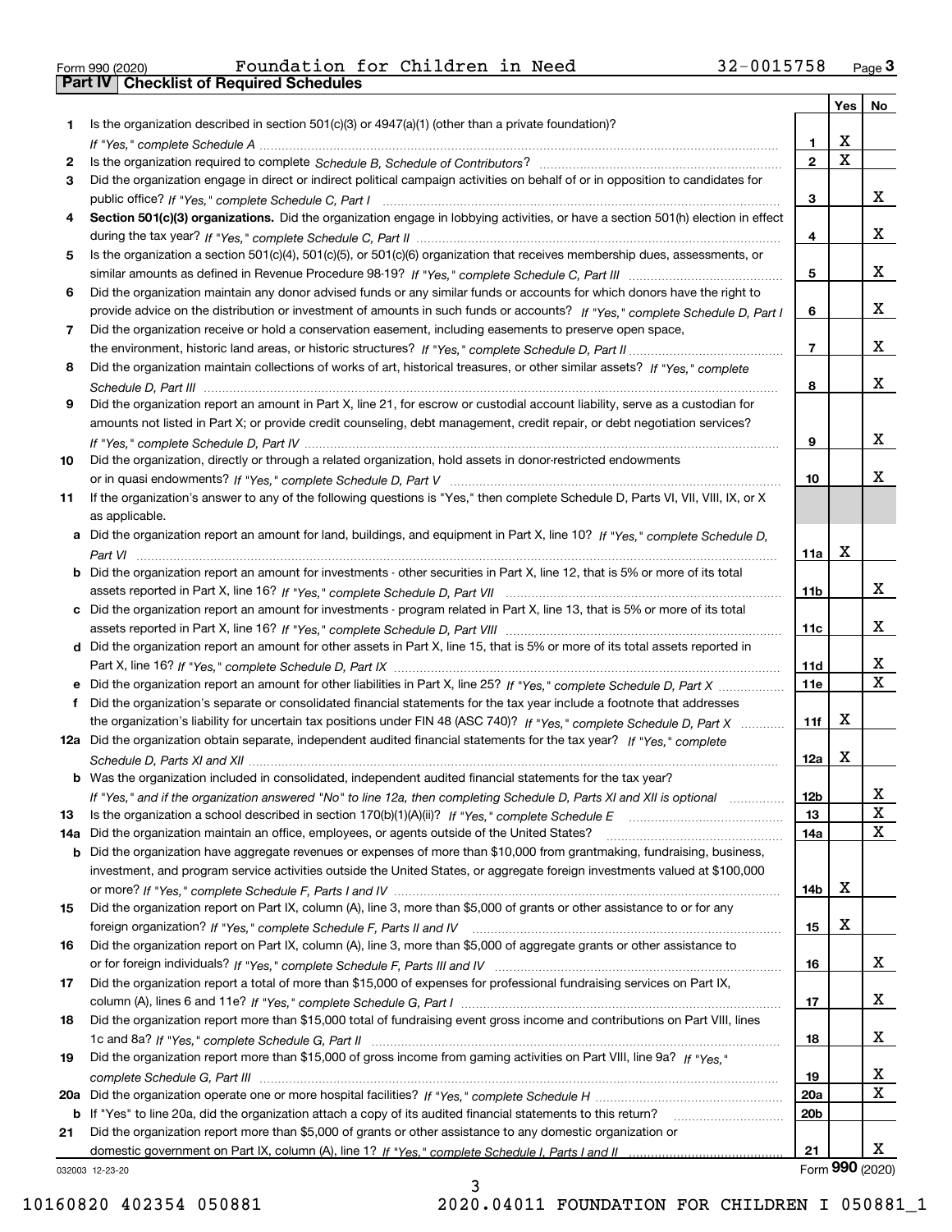Form 990 (2020) Foundation for Children in Need 32-0015758 Page 3

## Part IV Checklist of Required Schedules

| | | | Yes | No |
|---|---|---|---|---|
| 1 | Is the organization described in section 501(c)(3) or 4947(a)(1) (other than a private foundation)? *If "Yes," complete Schedule A* | 1 | X | |
| 2 | Is the organization required to complete *Schedule B, Schedule of Contributors*? | 2 | X | |
| 3 | Did the organization engage in direct or indirect political campaign activities on behalf of or in opposition to candidates for public office? *If "Yes," complete Schedule C, Part I* | 3 | | X |
| 4 | **Section 501(c)(3) organizations.** Did the organization engage in lobbying activities, or have a section 501(h) election in effect during the tax year? *If "Yes," complete Schedule C, Part II* | 4 | | X |
| 5 | Is the organization a section 501(c)(4), 501(c)(5), or 501(c)(6) organization that receives membership dues, assessments, or similar amounts as defined in Revenue Procedure 98-19? *If "Yes," complete Schedule C, Part III* | 5 | | X |
| 6 | Did the organization maintain any donor advised funds or any similar funds or accounts for which donors have the right to provide advice on the distribution or investment of amounts in such funds or accounts? *If "Yes," complete Schedule D, Part I* | 6 | | X |
| 7 | Did the organization receive or hold a conservation easement, including easements to preserve open space, the environment, historic land areas, or historic structures? *If "Yes," complete Schedule D, Part II* | 7 | | X |
| 8 | Did the organization maintain collections of works of art, historical treasures, or other similar assets? *If "Yes," complete Schedule D, Part III* | 8 | | X |
| 9 | Did the organization report an amount in Part X, line 21, for escrow or custodial account liability, serve as a custodian for amounts not listed in Part X; or provide credit counseling, debt management, credit repair, or debt negotiation services? *If "Yes," complete Schedule D, Part IV* | 9 | | X |
| 10 | Did the organization, directly or through a related organization, hold assets in donor-restricted endowments or in quasi endowments? *If "Yes," complete Schedule D, Part V* | 10 | | X |
| 11 | If the organization's answer to any of the following questions is "Yes," then complete Schedule D, Parts VI, VII, VIII, IX, or X as applicable. | | | |
| a | Did the organization report an amount for land, buildings, and equipment in Part X, line 10? *If "Yes," complete Schedule D, Part VI* | 11a | X | |
| b | Did the organization report an amount for investments - other securities in Part X, line 12, that is 5% or more of its total assets reported in Part X, line 16? *If "Yes," complete Schedule D, Part VII* | 11b | | X |
| c | Did the organization report an amount for investments - program related in Part X, line 13, that is 5% or more of its total assets reported in Part X, line 16? *If "Yes," complete Schedule D, Part VIII* | 11c | | X |
| d | Did the organization report an amount for other assets in Part X, line 15, that is 5% or more of its total assets reported in Part X, line 16? *If "Yes," complete Schedule D, Part IX* | 11d | | X |
| e | Did the organization report an amount for other liabilities in Part X, line 25? *If "Yes," complete Schedule D, Part X* | 11e | | X |
| f | Did the organization's separate or consolidated financial statements for the tax year include a footnote that addresses the organization's liability for uncertain tax positions under FIN 48 (ASC 740)? *If "Yes," complete Schedule D, Part X* | 11f | X | |
| 12a | Did the organization obtain separate, independent audited financial statements for the tax year? *If "Yes," complete Schedule D, Parts XI and XII* | 12a | X | |
| b | Was the organization included in consolidated, independent audited financial statements for the tax year? *If "Yes," and if the organization answered "No" to line 12a, then completing Schedule D, Parts XI and XII is optional* | 12b | | X |
| 13 | Is the organization a school described in section 170(b)(1)(A)(ii)? *If "Yes," complete Schedule E* | 13 | | X |
| 14a | Did the organization maintain an office, employees, or agents outside of the United States? | 14a | | X |
| b | Did the organization have aggregate revenues or expenses of more than $10,000 from grantmaking, fundraising, business, investment, and program service activities outside the United States, or aggregate foreign investments valued at $100,000 or more? *If "Yes," complete Schedule F, Parts I and IV* | 14b | X | |
| 15 | Did the organization report on Part IX, column (A), line 3, more than $5,000 of grants or other assistance to or for any foreign organization? *If "Yes," complete Schedule F, Parts II and IV* | 15 | X | |
| 16 | Did the organization report on Part IX, column (A), line 3, more than $5,000 of aggregate grants or other assistance to or for foreign individuals? *If "Yes," complete Schedule F, Parts III and IV* | 16 | | X |
| 17 | Did the organization report a total of more than $15,000 of expenses for professional fundraising services on Part IX, column (A), lines 6 and 11e? *If "Yes," complete Schedule G, Part I* | 17 | | X |
| 18 | Did the organization report more than $15,000 total of fundraising event gross income and contributions on Part VIII, lines 1c and 8a? *If "Yes," complete Schedule G, Part II* | 18 | | X |
| 19 | Did the organization report more than $15,000 of gross income from gaming activities on Part VIII, line 9a? *If "Yes," complete Schedule G, Part III* | 19 | | X |
| 20a | Did the organization operate one or more hospital facilities? *If "Yes," complete Schedule H* | 20a | | X |
| b | If "Yes" to line 20a, did the organization attach a copy of its audited financial statements to this return? | 20b | | |
| 21 | Did the organization report more than $5,000 of grants or other assistance to any domestic organization or domestic government on Part IX, column (A), line 1? *If "Yes," complete Schedule I, Parts I and II* | 21 | | X |

032003 12-23-20 Form **990** (2020)

10160820 402354 050881 2020.04011 FOUNDATION FOR CHILDREN I 050881_1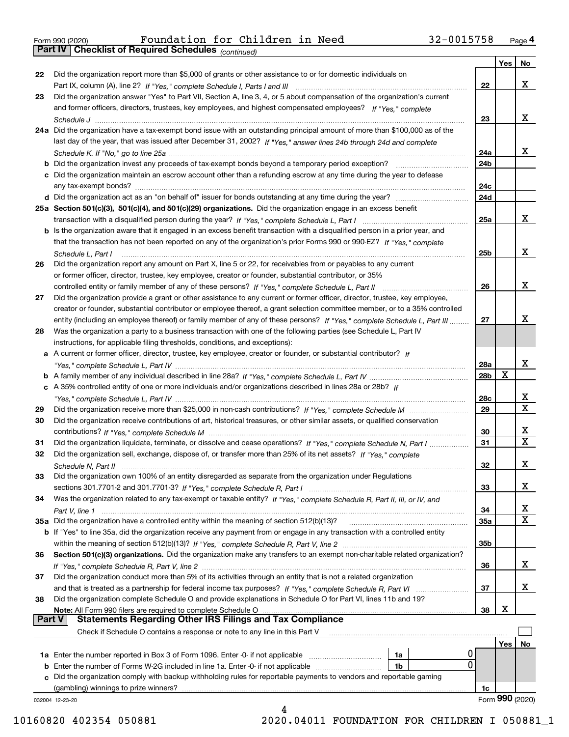Form 990 (2020) Foundation for Children in Need 32-0015758 Page 4

## Part IV Checklist of Required Schedules *(continued)*

| | | | Yes | No |
|---|---|---|---|---|
| 22 | Did the organization report more than $5,000 of grants or other assistance to or for domestic individuals on Part IX, column (A), line 2? *If "Yes," complete Schedule I, Parts I and III* | 22 | | X |
| 23 | Did the organization answer "Yes" to Part VII, Section A, line 3, 4, or 5 about compensation of the organization's current and former officers, directors, trustees, key employees, and highest compensated employees? *If "Yes," complete Schedule J* | 23 | | X |
| 24a | Did the organization have a tax-exempt bond issue with an outstanding principal amount of more than $100,000 as of the last day of the year, that was issued after December 31, 2002? *If "Yes," answer lines 24b through 24d and complete Schedule K. If "No," go to line 25a* | 24a | | X |
| b | Did the organization invest any proceeds of tax-exempt bonds beyond a temporary period exception? | 24b | | |
| c | Did the organization maintain an escrow account other than a refunding escrow at any time during the year to defease any tax-exempt bonds? | 24c | | |
| d | Did the organization act as an "on behalf of" issuer for bonds outstanding at any time during the year? | 24d | | |
| 25a | **Section 501(c)(3), 501(c)(4), and 501(c)(29) organizations.** Did the organization engage in an excess benefit transaction with a disqualified person during the year? *If "Yes," complete Schedule L, Part I* | 25a | | X |
| b | Is the organization aware that it engaged in an excess benefit transaction with a disqualified person in a prior year, and that the transaction has not been reported on any of the organization's prior Forms 990 or 990-EZ? *If "Yes," complete Schedule L, Part I* | 25b | | X |
| 26 | Did the organization report any amount on Part X, line 5 or 22, for receivables from or payables to any current or former officer, director, trustee, key employee, creator or founder, substantial contributor, or 35% controlled entity or family member of any of these persons? *If "Yes," complete Schedule L, Part II* | 26 | | X |
| 27 | Did the organization provide a grant or other assistance to any current or former officer, director, trustee, key employee, creator or founder, substantial contributor or employee thereof, a grant selection committee member, or to a 35% controlled entity (including an employee thereof) or family member of any of these persons? *If "Yes," complete Schedule L, Part III* | 27 | | X |
| 28 | Was the organization a party to a business transaction with one of the following parties (see Schedule L, Part IV instructions, for applicable filing thresholds, conditions, and exceptions): | | | |
| a | A current or former officer, director, trustee, key employee, creator or founder, or substantial contributor? *If "Yes," complete Schedule L, Part IV* | 28a | | X |
| b | A family member of any individual described in line 28a? *If "Yes," complete Schedule L, Part IV* | 28b | X | |
| c | A 35% controlled entity of one or more individuals and/or organizations described in lines 28a or 28b? *If "Yes," complete Schedule L, Part IV* | 28c | | X |
| 29 | Did the organization receive more than $25,000 in non-cash contributions? *If "Yes," complete Schedule M* | 29 | | X |
| 30 | Did the organization receive contributions of art, historical treasures, or other similar assets, or qualified conservation contributions? *If "Yes," complete Schedule M* | 30 | | X |
| 31 | Did the organization liquidate, terminate, or dissolve and cease operations? *If "Yes," complete Schedule N, Part I* | 31 | | X |
| 32 | Did the organization sell, exchange, dispose of, or transfer more than 25% of its net assets? *If "Yes," complete Schedule N, Part II* | 32 | | X |
| 33 | Did the organization own 100% of an entity disregarded as separate from the organization under Regulations sections 301.7701-2 and 301.7701-3? *If "Yes," complete Schedule R, Part I* | 33 | | X |
| 34 | Was the organization related to any tax-exempt or taxable entity? *If "Yes," complete Schedule R, Part II, III, or IV, and Part V, line 1* | 34 | | X |
| 35a | Did the organization have a controlled entity within the meaning of section 512(b)(13)? | 35a | | X |
| b | If "Yes" to line 35a, did the organization receive any payment from or engage in any transaction with a controlled entity within the meaning of section 512(b)(13)? *If "Yes," complete Schedule R, Part V, line 2* | 35b | | |
| 36 | **Section 501(c)(3) organizations.** Did the organization make any transfers to an exempt non-charitable related organization? *If "Yes," complete Schedule R, Part V, line 2* | 36 | | X |
| 37 | Did the organization conduct more than 5% of its activities through an entity that is not a related organization and that is treated as a partnership for federal income tax purposes? *If "Yes," complete Schedule R, Part VI* | 37 | | X |
| 38 | Did the organization complete Schedule O and provide explanations in Schedule O for Part VI, lines 11b and 19? **Note:** All Form 990 filers are required to complete Schedule O | 38 | X | |

## Part V Statements Regarding Other IRS Filings and Tax Compliance

Check if Schedule O contains a response or note to any line in this Part V ☐

| | | | | | Yes | No |
|---|---|---|---|---|---|---|
| 1a | Enter the number reported in Box 3 of Form 1096. Enter -0- if not applicable | 1a | 0 | | | |
| b | Enter the number of Forms W-2G included in line 1a. Enter -0- if not applicable | 1b | 0 | | | |
| c | Did the organization comply with backup withholding rules for reportable payments to vendors and reportable gaming (gambling) winnings to prize winners? | | | 1c | | |

032004 12-23-20 Form 990 (2020)

10160820 402354 050881 2020.04011 FOUNDATION FOR CHILDREN I 050881_1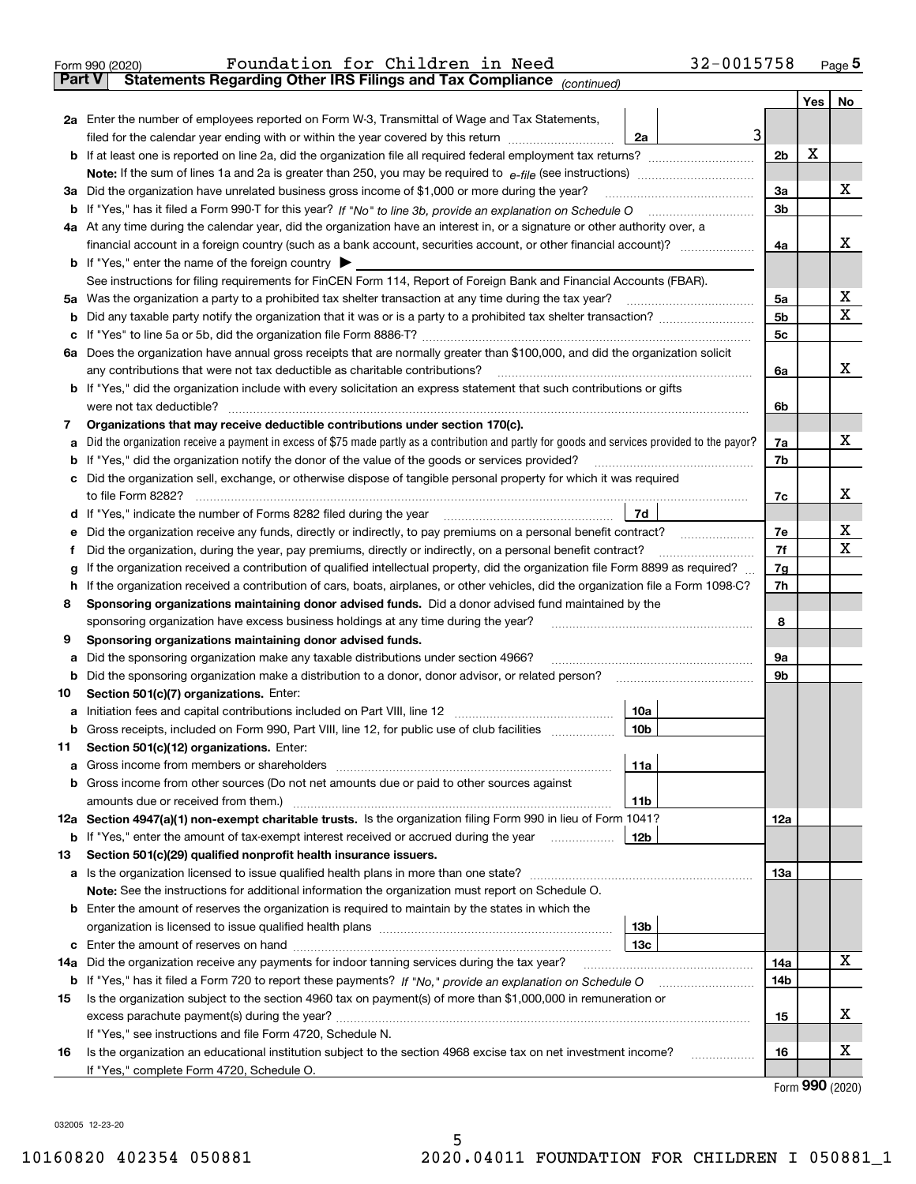Form 990 (2020) Foundation for Children in Need 32-0015758 Page 5

**Part V Statements Regarding Other IRS Filings and Tax Compliance** *(continued)*

| | | | | Yes | No |
|---|---|---|---|---|---|
| **2a** | Enter the number of employees reported on Form W-3, Transmittal of Wage and Tax Statements, filed for the calendar year ending with or within the year covered by this return | 2a | 3 | | |
| **b** | If at least one is reported on line 2a, did the organization file all required federal employment tax returns? | | 2b | X | |
| | **Note:** If the sum of lines 1a and 2a is greater than 250, you may be required to *e-file* (see instructions) | | | | |
| **3a** | Did the organization have unrelated business gross income of $1,000 or more during the year? | | 3a | | X |
| **b** | If "Yes," has it filed a Form 990-T for this year? *If "No" to line 3b, provide an explanation on Schedule O* | | 3b | | |
| **4a** | At any time during the calendar year, did the organization have an interest in, or a signature or other authority over, a financial account in a foreign country (such as a bank account, securities account, or other financial account)? | | 4a | | X |
| **b** | If "Yes," enter the name of the foreign country ▶ | | | | |
| | See instructions for filing requirements for FinCEN Form 114, Report of Foreign Bank and Financial Accounts (FBAR). | | | | |
| **5a** | Was the organization a party to a prohibited tax shelter transaction at any time during the tax year? | | 5a | | X |
| **b** | Did any taxable party notify the organization that it was or is a party to a prohibited tax shelter transaction? | | 5b | | X |
| **c** | If "Yes" to line 5a or 5b, did the organization file Form 8886-T? | | 5c | | |
| **6a** | Does the organization have annual gross receipts that are normally greater than $100,000, and did the organization solicit any contributions that were not tax deductible as charitable contributions? | | 6a | | X |
| **b** | If "Yes," did the organization include with every solicitation an express statement that such contributions or gifts were not tax deductible? | | 6b | | |
| **7** | **Organizations that may receive deductible contributions under section 170(c).** | | | | |
| **a** | Did the organization receive a payment in excess of $75 made partly as a contribution and partly for goods and services provided to the payor? | | 7a | | X |
| **b** | If "Yes," did the organization notify the donor of the value of the goods or services provided? | | 7b | | |
| **c** | Did the organization sell, exchange, or otherwise dispose of tangible personal property for which it was required to file Form 8282? | | 7c | | X |
| **d** | If "Yes," indicate the number of Forms 8282 filed during the year | 7d | | | |
| **e** | Did the organization receive any funds, directly or indirectly, to pay premiums on a personal benefit contract? | | 7e | | X |
| **f** | Did the organization, during the year, pay premiums, directly or indirectly, on a personal benefit contract? | | 7f | | X |
| **g** | If the organization received a contribution of qualified intellectual property, did the organization file Form 8899 as required? | | 7g | | |
| **h** | If the organization received a contribution of cars, boats, airplanes, or other vehicles, did the organization file a Form 1098-C? | | 7h | | |
| **8** | **Sponsoring organizations maintaining donor advised funds.** Did a donor advised fund maintained by the sponsoring organization have excess business holdings at any time during the year? | | 8 | | |
| **9** | **Sponsoring organizations maintaining donor advised funds.** | | | | |
| **a** | Did the sponsoring organization make any taxable distributions under section 4966? | | 9a | | |
| **b** | Did the sponsoring organization make a distribution to a donor, donor advisor, or related person? | | 9b | | |
| **10** | **Section 501(c)(7) organizations.** Enter: | | | | |
| **a** | Initiation fees and capital contributions included on Part VIII, line 12 | 10a | | | |
| **b** | Gross receipts, included on Form 990, Part VIII, line 12, for public use of club facilities | 10b | | | |
| **11** | **Section 501(c)(12) organizations.** Enter: | | | | |
| **a** | Gross income from members or shareholders | 11a | | | |
| **b** | Gross income from other sources (Do not net amounts due or paid to other sources against amounts due or received from them.) | 11b | | | |
| **12a** | **Section 4947(a)(1) non-exempt charitable trusts.** Is the organization filing Form 990 in lieu of Form 1041? | | 12a | | |
| **b** | If "Yes," enter the amount of tax-exempt interest received or accrued during the year | 12b | | | |
| **13** | **Section 501(c)(29) qualified nonprofit health insurance issuers.** | | | | |
| **a** | Is the organization licensed to issue qualified health plans in more than one state? | | 13a | | |
| | **Note:** See the instructions for additional information the organization must report on Schedule O. | | | | |
| **b** | Enter the amount of reserves the organization is required to maintain by the states in which the organization is licensed to issue qualified health plans | 13b | | | |
| **c** | Enter the amount of reserves on hand | 13c | | | |
| **14a** | Did the organization receive any payments for indoor tanning services during the tax year? | | 14a | | X |
| **b** | If "Yes," has it filed a Form 720 to report these payments? *If "No," provide an explanation on Schedule O* | | 14b | | |
| **15** | Is the organization subject to the section 4960 tax on payment(s) of more than $1,000,000 in remuneration or excess parachute payment(s) during the year? | | 15 | | X |
| | If "Yes," see instructions and file Form 4720, Schedule N. | | | | |
| **16** | Is the organization an educational institution subject to the section 4968 excise tax on net investment income? | | 16 | | X |
| | If "Yes," complete Form 4720, Schedule O. | | | | |

Form **990** (2020)

032005 12-23-20

10160820 402354 050881 2020.04011 FOUNDATION FOR CHILDREN I 050881_1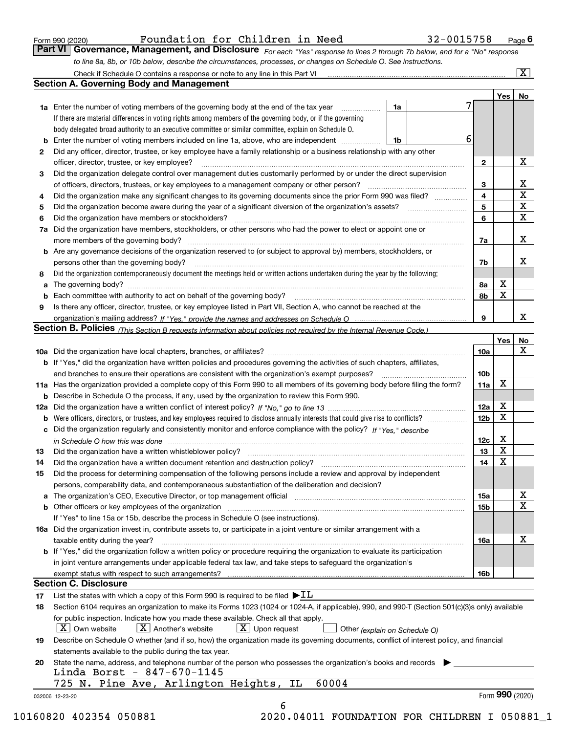Form 990 (2020) Foundation for Children in Need 32-0015758 Page 6

## Part VI Governance, Management, and Disclosure

*For each "Yes" response to lines 2 through 7b below, and for a "No" response to line 8a, 8b, or 10b below, describe the circumstances, processes, or changes on Schedule O. See instructions.*

Check if Schedule O contains a response or note to any line in this Part VI ..... [X]

### Section A. Governing Body and Management

| | | | | Yes | No |
|---|---|---|---|---|---|
| **1a** | Enter the number of voting members of the governing body at the end of the tax year. If there are material differences in voting rights among members of the governing body, or if the governing body delegated broad authority to an executive committee or similar committee, explain on Schedule O. | 1a | 7 | | |
| **b** | Enter the number of voting members included on line 1a, above, who are independent | 1b | 6 | | |
| **2** | Did any officer, director, trustee, or key employee have a family relationship or a business relationship with any other officer, director, trustee, or key employee? | 2 | | | X |
| **3** | Did the organization delegate control over management duties customarily performed by or under the direct supervision of officers, directors, trustees, or key employees to a management company or other person? | 3 | | | X |
| **4** | Did the organization make any significant changes to its governing documents since the prior Form 990 was filed? | 4 | | | X |
| **5** | Did the organization become aware during the year of a significant diversion of the organization's assets? | 5 | | | X |
| **6** | Did the organization have members or stockholders? | 6 | | | X |
| **7a** | Did the organization have members, stockholders, or other persons who had the power to elect or appoint one or more members of the governing body? | 7a | | | X |
| **b** | Are any governance decisions of the organization reserved to (or subject to approval by) members, stockholders, or persons other than the governing body? | 7b | | | X |
| **8** | Did the organization contemporaneously document the meetings held or written actions undertaken during the year by the following: | | | | |
| **a** | The governing body? | 8a | | X | |
| **b** | Each committee with authority to act on behalf of the governing body? | 8b | | X | |
| **9** | Is there any officer, director, trustee, or key employee listed in Part VII, Section A, who cannot be reached at the organization's mailing address? *If "Yes," provide the names and addresses on Schedule O* | 9 | | | X |

### Section B. Policies *(This Section B requests information about policies not required by the Internal Revenue Code.)*

| | | | Yes | No |
|---|---|---|---|---|
| **10a** | Did the organization have local chapters, branches, or affiliates? | 10a | | X |
| **b** | If "Yes," did the organization have written policies and procedures governing the activities of such chapters, affiliates, and branches to ensure their operations are consistent with the organization's exempt purposes? | 10b | | |
| **11a** | Has the organization provided a complete copy of this Form 990 to all members of its governing body before filing the form? | 11a | X | |
| **b** | Describe in Schedule O the process, if any, used by the organization to review this Form 990. | | | |
| **12a** | Did the organization have a written conflict of interest policy? *If "No," go to line 13* | 12a | X | |
| **b** | Were officers, directors, or trustees, and key employees required to disclose annually interests that could give rise to conflicts? | 12b | X | |
| **c** | Did the organization regularly and consistently monitor and enforce compliance with the policy? *If "Yes," describe in Schedule O how this was done* | 12c | X | |
| **13** | Did the organization have a written whistleblower policy? | 13 | X | |
| **14** | Did the organization have a written document retention and destruction policy? | 14 | X | |
| **15** | Did the process for determining compensation of the following persons include a review and approval by independent persons, comparability data, and contemporaneous substantiation of the deliberation and decision? | | | |
| **a** | The organization's CEO, Executive Director, or top management official | 15a | | X |
| **b** | Other officers or key employees of the organization | 15b | | X |
| | If "Yes" to line 15a or 15b, describe the process in Schedule O (see instructions). | | | |
| **16a** | Did the organization invest in, contribute assets to, or participate in a joint venture or similar arrangement with a taxable entity during the year? | 16a | | X |
| **b** | If "Yes," did the organization follow a written policy or procedure requiring the organization to evaluate its participation in joint venture arrangements under applicable federal tax law, and take steps to safeguard the organization's exempt status with respect to such arrangements? | 16b | | |

### Section C. Disclosure

**17** List the states with which a copy of this Form 990 is required to be filed ▶ IL

**18** Section 6104 requires an organization to make its Forms 1023 (1024 or 1024-A, if applicable), 990, and 990-T (Section 501(c)(3)s only) available for public inspection. Indicate how you made these available. Check all that apply.

[X] Own website  [X] Another's website  [X] Upon request  [ ] Other *(explain on Schedule O)*

**19** Describe on Schedule O whether (and if so, how) the organization made its governing documents, conflict of interest policy, and financial statements available to the public during the tax year.

**20** State the name, address, and telephone number of the person who possesses the organization's books and records ▶

Linda Borst - 847-670-1145
725 N. Pine Ave, Arlington Heights, IL 60004

032006 12-23-20 Form 990 (2020)

10160820 402354 050881 2020.04011 FOUNDATION FOR CHILDREN I 050881_1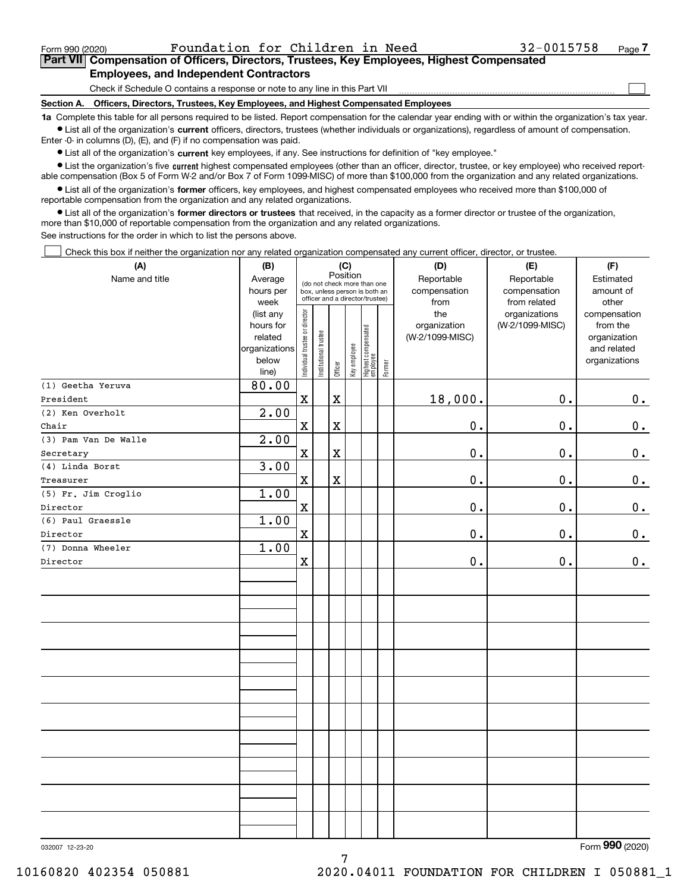Form 990 (2020) Foundation for Children in Need 32-0015758

## Part VII Compensation of Officers, Directors, Trustees, Key Employees, Highest Compensated Employees, and Independent Contractors

Check if Schedule O contains a response or note to any line in this Part VII ☐

### Section A. Officers, Directors, Trustees, Key Employees, and Highest Compensated Employees

**1a** Complete this table for all persons required to be listed. Report compensation for the calendar year ending with or within the organization's tax year.

- List all of the organization's **current** officers, directors, trustees (whether individuals or organizations), regardless of amount of compensation. Enter -0- in columns (D), (E), and (F) if no compensation was paid.
- List all of the organization's **current** key employees, if any. See instructions for definition of "key employee."
- List the organization's five **current** highest compensated employees (other than an officer, director, trustee, or key employee) who received reportable compensation (Box 5 of Form W-2 and/or Box 7 of Form 1099-MISC) of more than $100,000 from the organization and any related organizations.
- List all of the organization's **former** officers, key employees, and highest compensated employees who received more than $100,000 of reportable compensation from the organization and any related organizations.
- List all of the organization's **former directors or trustees** that received, in the capacity as a former director or trustee of the organization, more than $10,000 of reportable compensation from the organization and any related organizations.

See instructions for the order in which to list the persons above.

☐ Check this box if neither the organization nor any related organization compensated any current officer, director, or trustee.

| (A) Name and title | (B) Average hours per week (list any hours for related organizations below line) | (C) Position: Individual trustee or director | Institutional trustee | Officer | Key employee | Highest compensated employee | Former | (D) Reportable compensation from the organization (W-2/1099-MISC) | (E) Reportable compensation from related organizations (W-2/1099-MISC) | (F) Estimated amount of other compensation from the organization and related organizations |
|---|---|---|---|---|---|---|---|---|---|---|
| (1) Geetha Yeruva<br>President | 80.00 | X | | X | | | | 18,000. | 0. | 0. |
| (2) Ken Overholt<br>Chair | 2.00 | X | | X | | | | 0. | 0. | 0. |
| (3) Pam Van De Walle<br>Secretary | 2.00 | X | | X | | | | 0. | 0. | 0. |
| (4) Linda Borst<br>Treasurer | 3.00 | X | | X | | | | 0. | 0. | 0. |
| (5) Fr. Jim Croglio<br>Director | 1.00 | X | | | | | | 0. | 0. | 0. |
| (6) Paul Graessle<br>Director | 1.00 | X | | | | | | 0. | 0. | 0. |
| (7) Donna Wheeler<br>Director | 1.00 | X | | | | | | 0. | 0. | 0. |

032007 12-23-20 Form 990 (2020)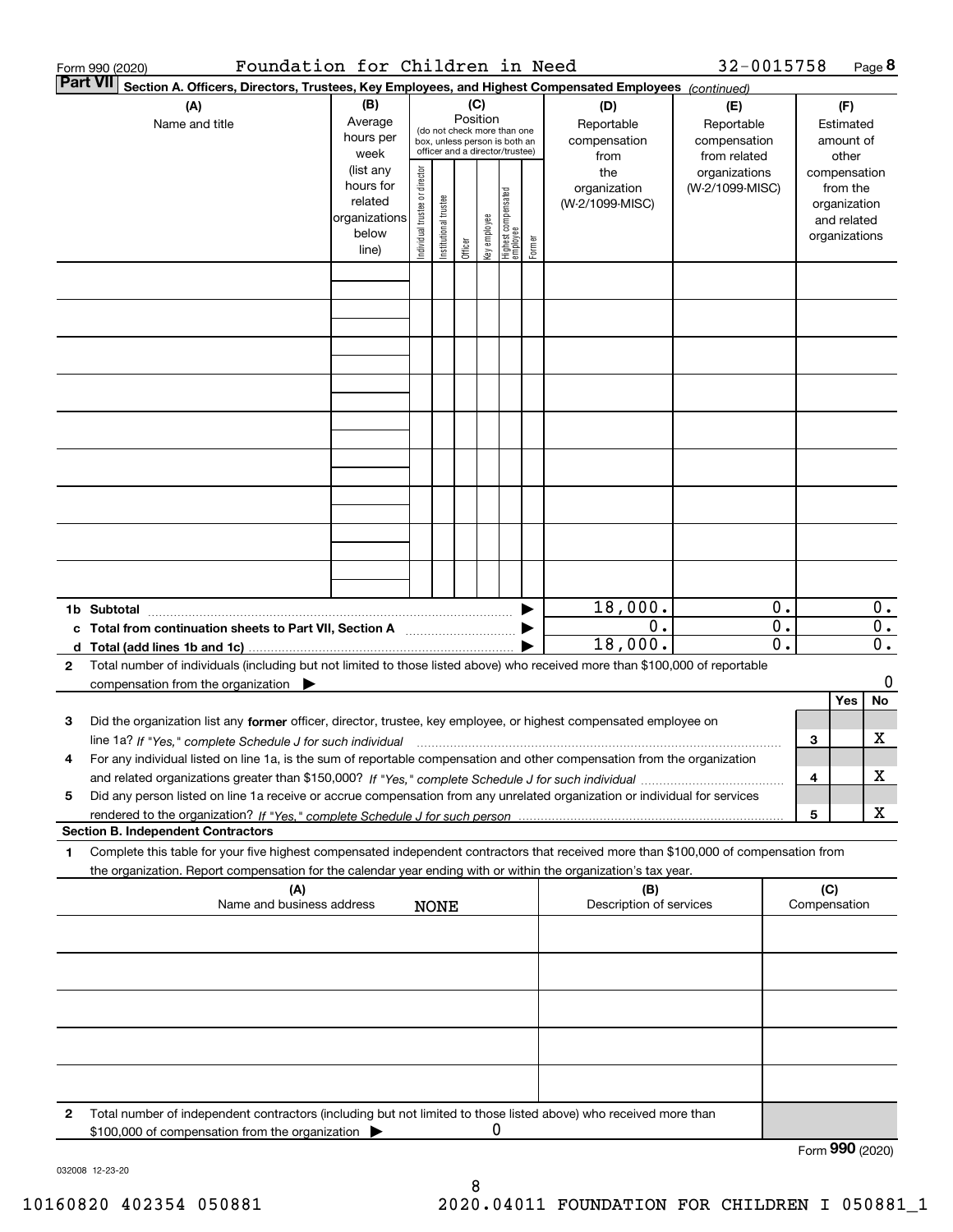Form 990 (2020) Foundation for Children in Need 32-0015758 Page **8**

**Part VII** **Section A. Officers, Directors, Trustees, Key Employees, and Highest Compensated Employees** *(continued)*

| (A) Name and title | (B) Average hours per week (list any hours for related organizations below line) | (C) Position (do not check more than one box, unless person is both an officer and a director/trustee): Individual trustee or director | Institutional trustee | Officer | Key employee | Highest compensated employee | Former | (D) Reportable compensation from the organization (W-2/1099-MISC) | (E) Reportable compensation from related organizations (W-2/1099-MISC) | (F) Estimated amount of other compensation from the organization and related organizations |
|---|---|---|---|---|---|---|---|---|---|---|
| | | | | | | | | | | |
| | | | | | | | | | | |
| | | | | | | | | | | |
| | | | | | | | | | | |
| | | | | | | | | | | |
| | | | | | | | | | | |
| | | | | | | | | | | |
| | | | | | | | | | | |
| | | | | | | | | | | |
| **1b Subtotal** | | | | | | | ▶ | 18,000. | 0. | 0. |
| **c Total from continuation sheets to Part VII, Section A** | | | | | | | ▶ | 0. | 0. | 0. |
| **d Total (add lines 1b and 1c)** | | | | | | | ▶ | 18,000. | 0. | 0. |

**2** Total number of individuals (including but not limited to those listed above) who received more than $100,000 of reportable compensation from the organization ▶ 0

| | | | Yes | No |
|---|---|---|---|---|
| **3** | Did the organization list any **former** officer, director, trustee, key employee, or highest compensated employee on line 1a? *If "Yes," complete Schedule J for such individual* | 3 | | X |
| **4** | For any individual listed on line 1a, is the sum of reportable compensation and other compensation from the organization and related organizations greater than $150,000? *If "Yes," complete Schedule J for such individual* | 4 | | X |
| **5** | Did any person listed on line 1a receive or accrue compensation from any unrelated organization or individual for services rendered to the organization? *If "Yes," complete Schedule J for such person* | 5 | | X |

**Section B. Independent Contractors**

**1** Complete this table for your five highest compensated independent contractors that received more than $100,000 of compensation from the organization. Report compensation for the calendar year ending with or within the organization's tax year.

| (A) Name and business address | (B) Description of services | (C) Compensation |
|---|---|---|
| NONE | | |
| | | |
| | | |
| | | |
| | | |

**2** Total number of independent contractors (including but not limited to those listed above) who received more than $100,000 of compensation from the organization ▶ 0

Form **990** (2020)

032008 12-23-20

10160820 402354 050881 2020.04011 FOUNDATION FOR CHILDREN I 050881_1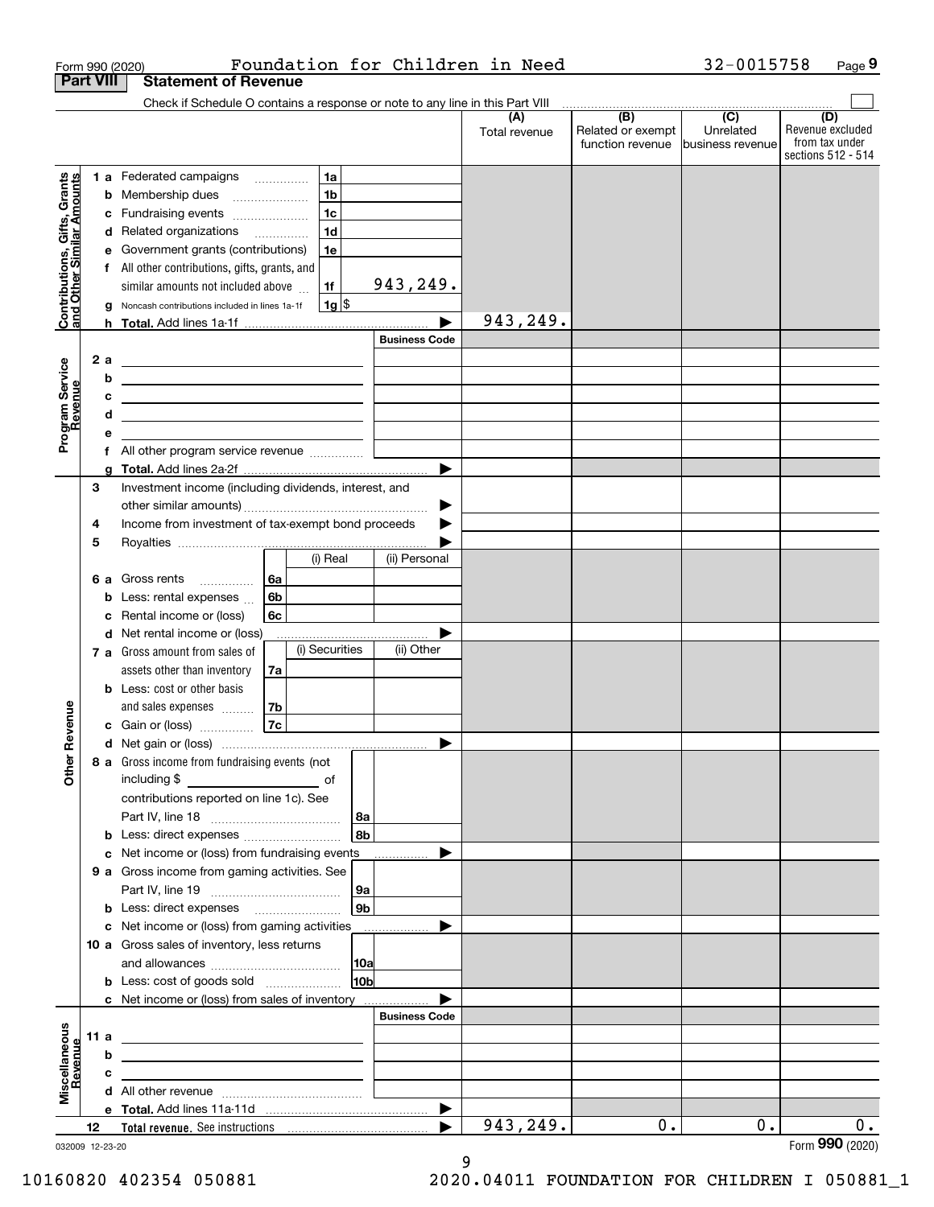Form 990 (2020) Foundation for Children in Need 32-0015758 Page 9

## Part VIII Statement of Revenue

Check if Schedule O contains a response or note to any line in this Part VIII

| | | | (A) Total revenue | (B) Related or exempt function revenue | (C) Unrelated business revenue | (D) Revenue excluded from tax under sections 512 - 514 |
|---|---|---|---|---|---|---|
| **Contributions, Gifts, Grants and Other Similar Amounts** | 1a Federated campaigns | 1a | | | | |
| | b Membership dues | 1b | | | | |
| | c Fundraising events | 1c | | | | |
| | d Related organizations | 1d | | | | |
| | e Government grants (contributions) | 1e | | | | |
| | f All other contributions, gifts, grants, and similar amounts not included above | 1f 943,249. | | | | |
| | g Noncash contributions included in lines 1a-1f | 1g $ | | | | |
| | h **Total.** Add lines 1a-1f | | 943,249. | | | |
| **Program Service Revenue** | | Business Code | | | | |
| | 2a | | | | | |
| | b | | | | | |
| | c | | | | | |
| | d | | | | | |
| | e | | | | | |
| | f All other program service revenue | | | | | |
| | g **Total.** Add lines 2a-2f | | | | | |
| **Other Revenue** | 3 Investment income (including dividends, interest, and other similar amounts) | | | | | |
| | 4 Income from investment of tax-exempt bond proceeds | | | | | |
| | 5 Royalties | | | | | |
| | | (i) Real / (ii) Personal | | | | |
| | 6a Gross rents | 6a | | | | |
| | b Less: rental expenses | 6b | | | | |
| | c Rental income or (loss) | 6c | | | | |
| | d Net rental income or (loss) | | | | | |
| | | (i) Securities / (ii) Other | | | | |
| | 7a Gross amount from sales of assets other than inventory | 7a | | | | |
| | b Less: cost or other basis and sales expenses | 7b | | | | |
| | c Gain or (loss) | 7c | | | | |
| | d Net gain or (loss) | | | | | |
| | 8a Gross income from fundraising events (not including $ ______ of contributions reported on line 1c). See Part IV, line 18 | 8a | | | | |
| | b Less: direct expenses | 8b | | | | |
| | c Net income or (loss) from fundraising events | | | | | |
| | 9a Gross income from gaming activities. See Part IV, line 19 | 9a | | | | |
| | b Less: direct expenses | 9b | | | | |
| | c Net income or (loss) from gaming activities | | | | | |
| | 10a Gross sales of inventory, less returns and allowances | 10a | | | | |
| | b Less: cost of goods sold | 10b | | | | |
| | c Net income or (loss) from sales of inventory | | | | | |
| **Miscellaneous Revenue** | | Business Code | | | | |
| | 11a | | | | | |
| | b | | | | | |
| | c | | | | | |
| | d All other revenue | | | | | |
| | e **Total.** Add lines 11a-11d | | | | | |
| | 12 **Total revenue.** See instructions | | 943,249. | 0. | 0. | 0. |

032009 12-23-20

Form **990** (2020)

10160820 402354 050881 2020.04011 FOUNDATION FOR CHILDREN I 050881_1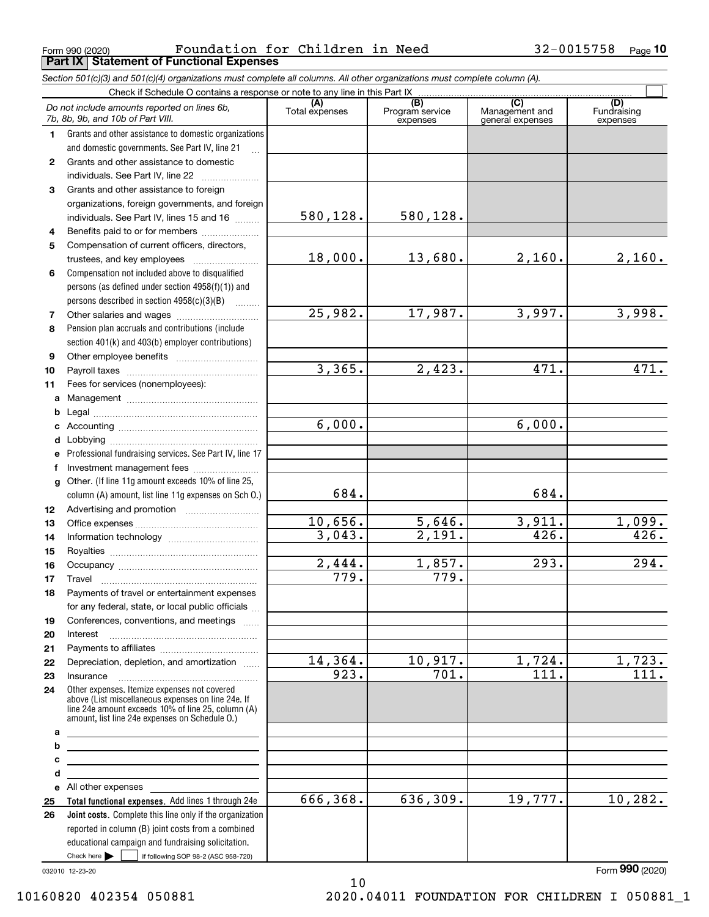Form 990 (2020) Foundation for Children in Need 32-0015758 Page 10

**Part IX Statement of Functional Expenses**

*Section 501(c)(3) and 501(c)(4) organizations must complete all columns. All other organizations must complete column (A).*

Check if Schedule O contains a response or note to any line in this Part IX ☐

| | *Do not include amounts reported on lines 6b, 7b, 8b, 9b, and 10b of Part VIII.* | (A) Total expenses | (B) Program service expenses | (C) Management and general expenses | (D) Fundraising expenses |
|---|---|---|---|---|---|
| 1 | Grants and other assistance to domestic organizations and domestic governments. See Part IV, line 21 | | | | |
| 2 | Grants and other assistance to domestic individuals. See Part IV, line 22 | | | | |
| 3 | Grants and other assistance to foreign organizations, foreign governments, and foreign individuals. See Part IV, lines 15 and 16 | 580,128. | 580,128. | | |
| 4 | Benefits paid to or for members | | | | |
| 5 | Compensation of current officers, directors, trustees, and key employees | 18,000. | 13,680. | 2,160. | 2,160. |
| 6 | Compensation not included above to disqualified persons (as defined under section 4958(f)(1)) and persons described in section 4958(c)(3)(B) | | | | |
| 7 | Other salaries and wages | 25,982. | 17,987. | 3,997. | 3,998. |
| 8 | Pension plan accruals and contributions (include section 401(k) and 403(b) employer contributions) | | | | |
| 9 | Other employee benefits | | | | |
| 10 | Payroll taxes | 3,365. | 2,423. | 471. | 471. |
| 11 | Fees for services (nonemployees): | | | | |
| a | Management | | | | |
| b | Legal | | | | |
| c | Accounting | 6,000. | | 6,000. | |
| d | Lobbying | | | | |
| e | Professional fundraising services. See Part IV, line 17 | | | | |
| f | Investment management fees | | | | |
| g | Other. (If line 11g amount exceeds 10% of line 25, column (A) amount, list line 11g expenses on Sch O.) | 684. | | 684. | |
| 12 | Advertising and promotion | | | | |
| 13 | Office expenses | 10,656. | 5,646. | 3,911. | 1,099. |
| 14 | Information technology | 3,043. | 2,191. | 426. | 426. |
| 15 | Royalties | | | | |
| 16 | Occupancy | 2,444. | 1,857. | 293. | 294. |
| 17 | Travel | 779. | 779. | | |
| 18 | Payments of travel or entertainment expenses for any federal, state, or local public officials | | | | |
| 19 | Conferences, conventions, and meetings | | | | |
| 20 | Interest | | | | |
| 21 | Payments to affiliates | | | | |
| 22 | Depreciation, depletion, and amortization | 14,364. | 10,917. | 1,724. | 1,723. |
| 23 | Insurance | 923. | 701. | 111. | 111. |
| 24 | Other expenses. Itemize expenses not covered above (List miscellaneous expenses on line 24e. If line 24e amount exceeds 10% of line 25, column (A) amount, list line 24e expenses on Schedule O.) | | | | |
| a | | | | | |
| b | | | | | |
| c | | | | | |
| d | | | | | |
| e | All other expenses | | | | |
| 25 | **Total functional expenses.** Add lines 1 through 24e | 666,368. | 636,309. | 19,777. | 10,282. |
| 26 | **Joint costs.** Complete this line only if the organization reported in column (B) joint costs from a combined educational campaign and fundraising solicitation. Check here ☐ if following SOP 98-2 (ASC 958-720) | | | | |

032010 12-23-20

Form **990** (2020)

10160820 402354 050881 2020.04011 FOUNDATION FOR CHILDREN I 050881_1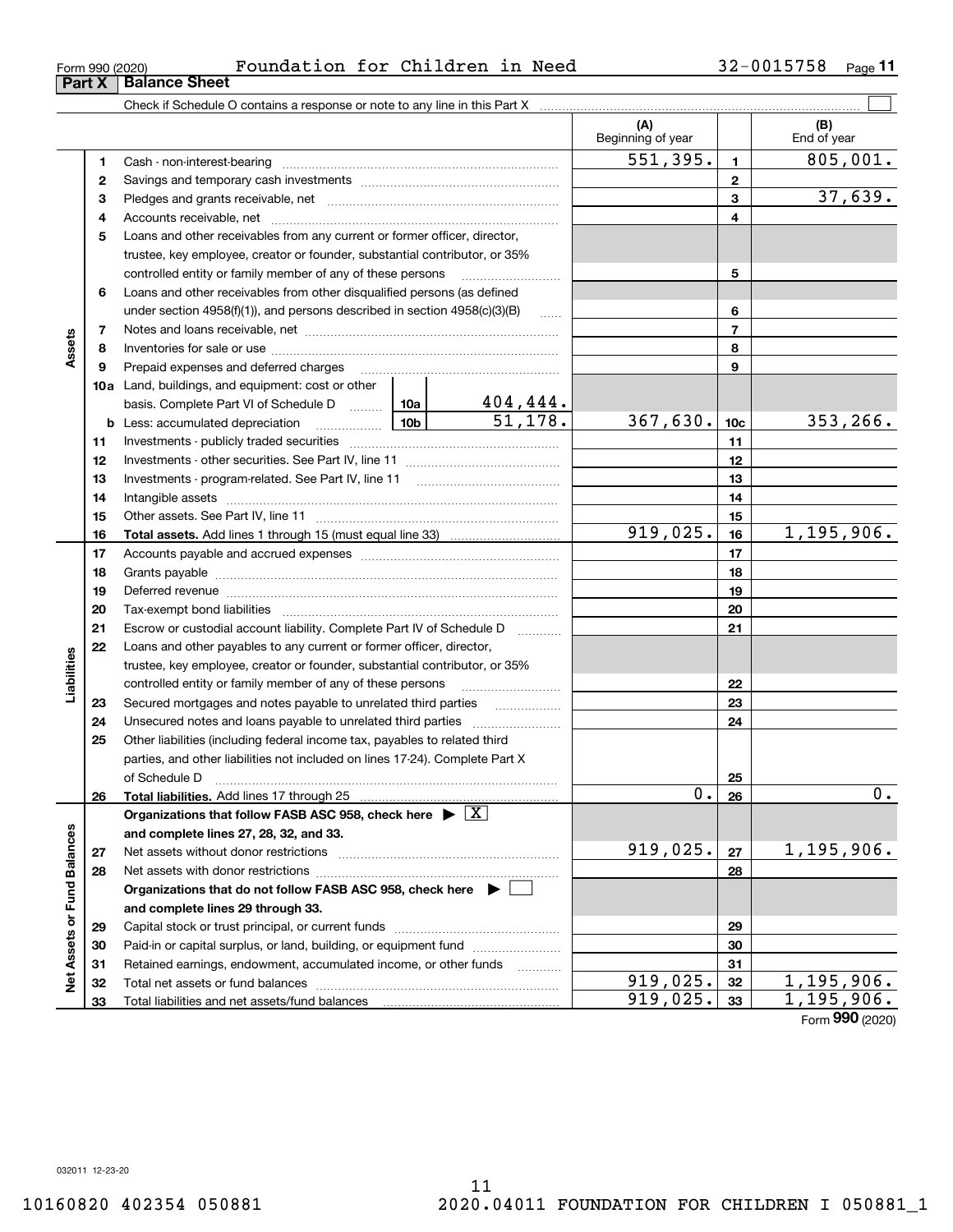Form 990 (2020) Foundation for Children in Need 32-0015758

## Part X Balance Sheet

Check if Schedule O contains a response or note to any line in this Part X

| | | | | (A) Beginning of year | | (B) End of year |
|---|---|---|---|---|---|---|
| **Assets** | 1 | Cash - non-interest-bearing | | 551,395. | 1 | 805,001. |
| | 2 | Savings and temporary cash investments | | | 2 | |
| | 3 | Pledges and grants receivable, net | | | 3 | 37,639. |
| | 4 | Accounts receivable, net | | | 4 | |
| | 5 | Loans and other receivables from any current or former officer, director, trustee, key employee, creator or founder, substantial contributor, or 35% controlled entity or family member of any of these persons | | | 5 | |
| | 6 | Loans and other receivables from other disqualified persons (as defined under section 4958(f)(1)), and persons described in section 4958(c)(3)(B) | | | 6 | |
| | 7 | Notes and loans receivable, net | | | 7 | |
| | 8 | Inventories for sale or use | | | 8 | |
| | 9 | Prepaid expenses and deferred charges | | | 9 | |
| | 10a | Land, buildings, and equipment: cost or other basis. Complete Part VI of Schedule D | 10a 404,444. | | | |
| | b | Less: accumulated depreciation | 10b 51,178. | 367,630. | 10c | 353,266. |
| | 11 | Investments - publicly traded securities | | | 11 | |
| | 12 | Investments - other securities. See Part IV, line 11 | | | 12 | |
| | 13 | Investments - program-related. See Part IV, line 11 | | | 13 | |
| | 14 | Intangible assets | | | 14 | |
| | 15 | Other assets. See Part IV, line 11 | | | 15 | |
| | 16 | **Total assets.** Add lines 1 through 15 (must equal line 33) | | 919,025. | 16 | 1,195,906. |
| **Liabilities** | 17 | Accounts payable and accrued expenses | | | 17 | |
| | 18 | Grants payable | | | 18 | |
| | 19 | Deferred revenue | | | 19 | |
| | 20 | Tax-exempt bond liabilities | | | 20 | |
| | 21 | Escrow or custodial account liability. Complete Part IV of Schedule D | | | 21 | |
| | 22 | Loans and other payables to any current or former officer, director, trustee, key employee, creator or founder, substantial contributor, or 35% controlled entity or family member of any of these persons | | | 22 | |
| | 23 | Secured mortgages and notes payable to unrelated third parties | | | 23 | |
| | 24 | Unsecured notes and loans payable to unrelated third parties | | | 24 | |
| | 25 | Other liabilities (including federal income tax, payables to related third parties, and other liabilities not included on lines 17-24). Complete Part X of Schedule D | | | 25 | |
| | 26 | **Total liabilities.** Add lines 17 through 25 | | 0. | 26 | 0. |
| **Net Assets or Fund Balances** | | **Organizations that follow FASB ASC 958, check here** ▶ [X] **and complete lines 27, 28, 32, and 33.** | | | | |
| | 27 | Net assets without donor restrictions | | 919,025. | 27 | 1,195,906. |
| | 28 | Net assets with donor restrictions | | | 28 | |
| | | **Organizations that do not follow FASB ASC 958, check here** ▶ [ ] **and complete lines 29 through 33.** | | | | |
| | 29 | Capital stock or trust principal, or current funds | | | 29 | |
| | 30 | Paid-in or capital surplus, or land, building, or equipment fund | | | 30 | |
| | 31 | Retained earnings, endowment, accumulated income, or other funds | | | 31 | |
| | 32 | Total net assets or fund balances | | 919,025. | 32 | 1,195,906. |
| | 33 | Total liabilities and net assets/fund balances | | 919,025. | 33 | 1,195,906. |

Form **990** (2020)

032011 12-23-20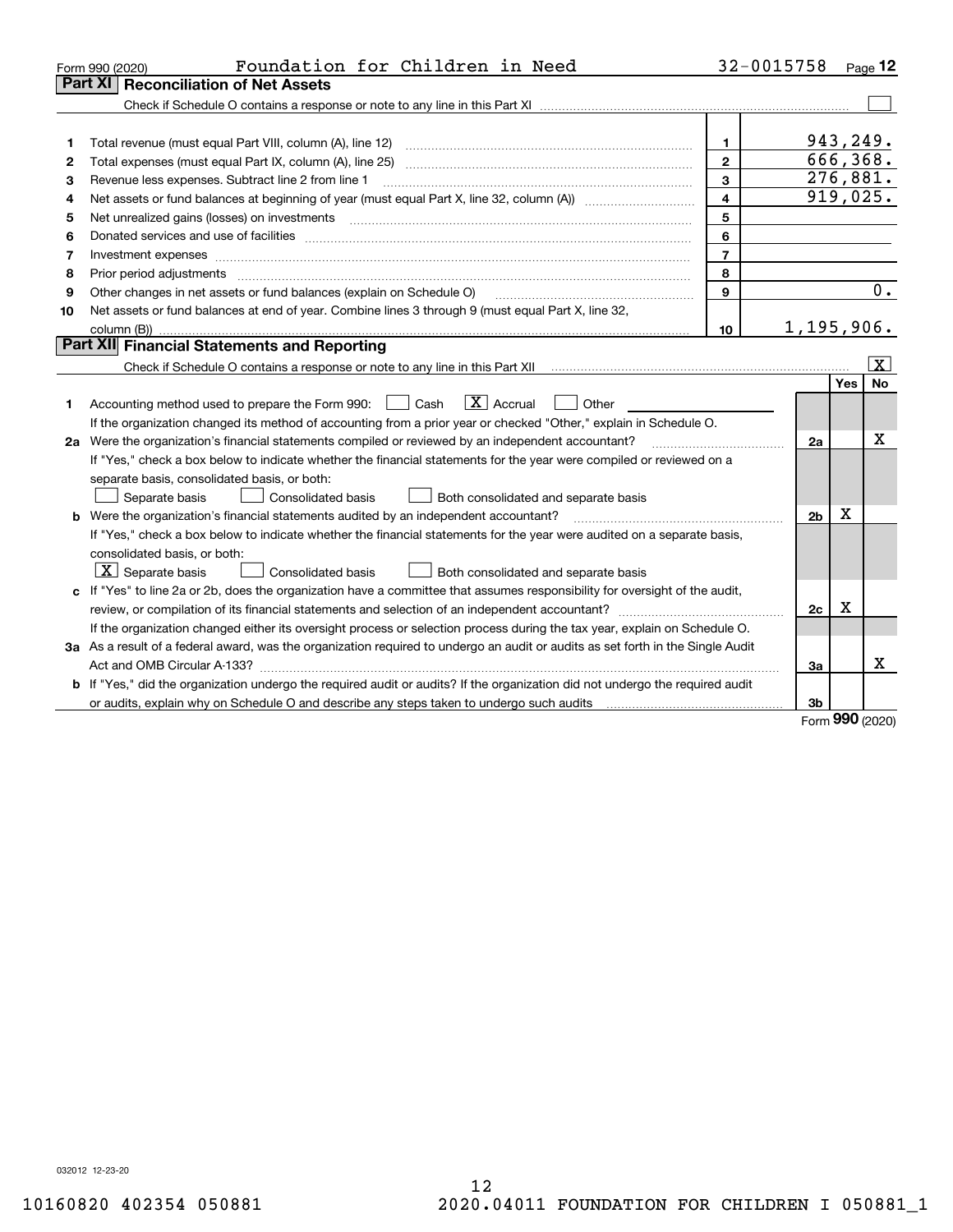Form 990 (2020) Foundation for Children in Need 32-0015758 Page 12

## Part XI Reconciliation of Net Assets

Check if Schedule O contains a response or note to any line in this Part XI ☐

| | | | |
|---|---|---|---|
| 1 | Total revenue (must equal Part VIII, column (A), line 12) | 1 | 943,249. |
| 2 | Total expenses (must equal Part IX, column (A), line 25) | 2 | 666,368. |
| 3 | Revenue less expenses. Subtract line 2 from line 1 | 3 | 276,881. |
| 4 | Net assets or fund balances at beginning of year (must equal Part X, line 32, column (A)) | 4 | 919,025. |
| 5 | Net unrealized gains (losses) on investments | 5 | |
| 6 | Donated services and use of facilities | 6 | |
| 7 | Investment expenses | 7 | |
| 8 | Prior period adjustments | 8 | |
| 9 | Other changes in net assets or fund balances (explain on Schedule O) | 9 | 0. |
| 10 | Net assets or fund balances at end of year. Combine lines 3 through 9 (must equal Part X, line 32, column (B)) | 10 | 1,195,906. |

## Part XII Financial Statements and Reporting

Check if Schedule O contains a response or note to any line in this Part XII ☒

| | | | Yes | No |
|---|---|---|---|---|
| 1 | Accounting method used to prepare the Form 990: ☐ Cash ☒ Accrual ☐ Other<br>If the organization changed its method of accounting from a prior year or checked "Other," explain in Schedule O. | | | |
| 2a | Were the organization's financial statements compiled or reviewed by an independent accountant?<br>If "Yes," check a box below to indicate whether the financial statements for the year were compiled or reviewed on a separate basis, consolidated basis, or both:<br>☐ Separate basis ☐ Consolidated basis ☐ Both consolidated and separate basis | 2a | | X |
| b | Were the organization's financial statements audited by an independent accountant?<br>If "Yes," check a box below to indicate whether the financial statements for the year were audited on a separate basis, consolidated basis, or both:<br>☒ Separate basis ☐ Consolidated basis ☐ Both consolidated and separate basis | 2b | X | |
| c | If "Yes" to line 2a or 2b, does the organization have a committee that assumes responsibility for oversight of the audit, review, or compilation of its financial statements and selection of an independent accountant?<br>If the organization changed either its oversight process or selection process during the tax year, explain on Schedule O. | 2c | X | |
| 3a | As a result of a federal award, was the organization required to undergo an audit or audits as set forth in the Single Audit Act and OMB Circular A-133? | 3a | | X |
| b | If "Yes," did the organization undergo the required audit or audits? If the organization did not undergo the required audit or audits, explain why on Schedule O and describe any steps taken to undergo such audits | 3b | | |

Form **990** (2020)

032012 12-23-20

10160820 402354 050881 2020.04011 FOUNDATION FOR CHILDREN I 050881_1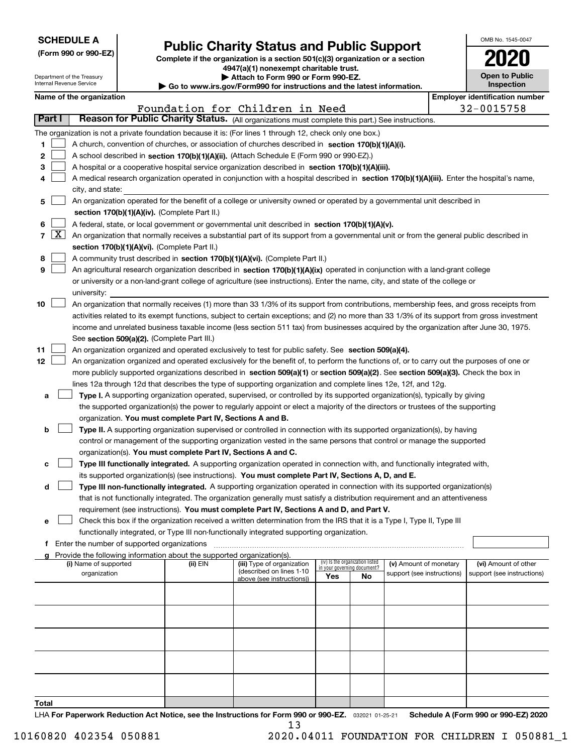**SCHEDULE A**
**(Form 990 or 990-EZ)**

Department of the Treasury
Internal Revenue Service

# Public Charity Status and Public Support

**Complete if the organization is a section 501(c)(3) organization or a section 4947(a)(1) nonexempt charitable trust.**
**▶ Attach to Form 990 or Form 990-EZ.**
**▶ Go to www.irs.gov/Form990 for instructions and the latest information.**

OMB No. 1545-0047
**2020**
**Open to Public Inspection**

**Name of the organization:** Foundation for Children in Need
**Employer identification number:** 32-0015758

## Part I — Reason for Public Charity Status. (All organizations must complete this part.) See instructions.

The organization is not a private foundation because it is: (For lines 1 through 12, check only one box.)

1. ☐ A church, convention of churches, or association of churches described in **section 170(b)(1)(A)(i).**
2. ☐ A school described in **section 170(b)(1)(A)(ii).** (Attach Schedule E (Form 990 or 990-EZ).)
3. ☐ A hospital or a cooperative hospital service organization described in **section 170(b)(1)(A)(iii).**
4. ☐ A medical research organization operated in conjunction with a hospital described in **section 170(b)(1)(A)(iii).** Enter the hospital's name, city, and state:
5. ☐ An organization operated for the benefit of a college or university owned or operated by a governmental unit described in **section 170(b)(1)(A)(iv).** (Complete Part II.)
6. ☐ A federal, state, or local government or governmental unit described in **section 170(b)(1)(A)(v).**
7. ☒ An organization that normally receives a substantial part of its support from a governmental unit or from the general public described in **section 170(b)(1)(A)(vi).** (Complete Part II.)
8. ☐ A community trust described in **section 170(b)(1)(A)(vi).** (Complete Part II.)
9. ☐ An agricultural research organization described in **section 170(b)(1)(A)(ix)** operated in conjunction with a land-grant college or university or a non-land-grant college of agriculture (see instructions). Enter the name, city, and state of the college or university:
10. ☐ An organization that normally receives (1) more than 33 1/3% of its support from contributions, membership fees, and gross receipts from activities related to its exempt functions, subject to certain exceptions; and (2) no more than 33 1/3% of its support from gross investment income and unrelated business taxable income (less section 511 tax) from businesses acquired by the organization after June 30, 1975. See **section 509(a)(2).** (Complete Part III.)
11. ☐ An organization organized and operated exclusively to test for public safety. See **section 509(a)(4).**
12. ☐ An organization organized and operated exclusively for the benefit of, to perform the functions of, or to carry out the purposes of one or more publicly supported organizations described in **section 509(a)(1)** or **section 509(a)(2)**. See **section 509(a)(3).** Check the box in lines 12a through 12d that describes the type of supporting organization and complete lines 12e, 12f, and 12g.
   - **a** ☐ **Type I.** A supporting organization operated, supervised, or controlled by its supported organization(s), typically by giving the supported organization(s) the power to regularly appoint or elect a majority of the directors or trustees of the supporting organization. **You must complete Part IV, Sections A and B.**
   - **b** ☐ **Type II.** A supporting organization supervised or controlled in connection with its supported organization(s), by having control or management of the supporting organization vested in the same persons that control or manage the supported organization(s). **You must complete Part IV, Sections A and C.**
   - **c** ☐ **Type III functionally integrated.** A supporting organization operated in connection with, and functionally integrated with, its supported organization(s) (see instructions). **You must complete Part IV, Sections A, D, and E.**
   - **d** ☐ **Type III non-functionally integrated.** A supporting organization operated in connection with its supported organization(s) that is not functionally integrated. The organization generally must satisfy a distribution requirement and an attentiveness requirement (see instructions). **You must complete Part IV, Sections A and D, and Part V.**
   - **e** ☐ Check this box if the organization received a written determination from the IRS that it is a Type I, Type II, Type III functionally integrated, or Type III non-functionally integrated supporting organization.
   - **f** Enter the number of supported organizations
   - **g** Provide the following information about the supported organization(s).

| (i) Name of supported organization | (ii) EIN | (iii) Type of organization (described on lines 1-10 above (see instructions)) | (iv) Is the organization listed in your governing document? Yes | No | (v) Amount of monetary support (see instructions) | (vi) Amount of other support (see instructions) |
|---|---|---|---|---|---|---|
| | | | | | | |
| | | | | | | |
| | | | | | | |
| | | | | | | |
| | | | | | | |
| **Total** | | | | | | |

LHA **For Paperwork Reduction Act Notice, see the Instructions for Form 990 or 990-EZ.** 032021 01-25-21 **Schedule A (Form 990 or 990-EZ) 2020**

10160820 402354 050881 2020.04011 FOUNDATION FOR CHILDREN I 050881_1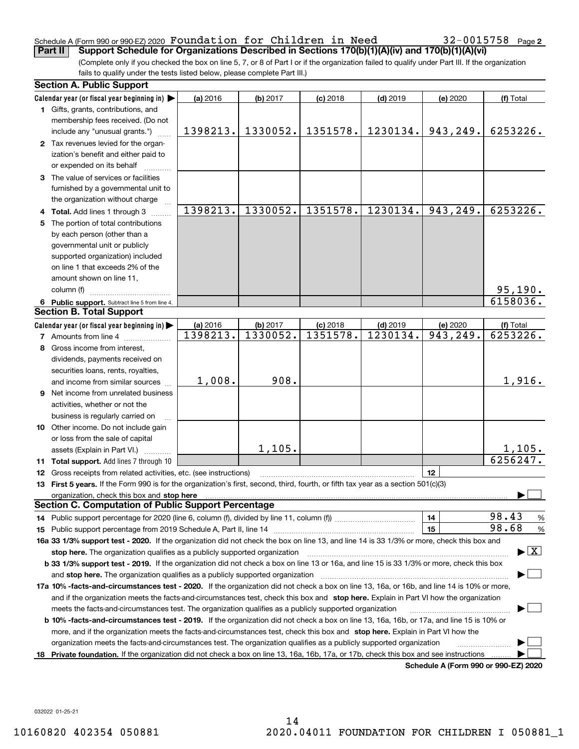Schedule A (Form 990 or 990-EZ) 2020 Foundation for Children in Need 32-0015758 Page 2

**Part II** **Support Schedule for Organizations Described in Sections 170(b)(1)(A)(iv) and 170(b)(1)(A)(vi)**

(Complete only if you checked the box on line 5, 7, or 8 of Part I or if the organization failed to qualify under Part III. If the organization fails to qualify under the tests listed below, please complete Part III.)

### Section A. Public Support

| Calendar year (or fiscal year beginning in) ▶ | (a) 2016 | (b) 2017 | (c) 2018 | (d) 2019 | (e) 2020 | (f) Total |
|---|---|---|---|---|---|---|
| **1** Gifts, grants, contributions, and membership fees received. (Do not include any "unusual grants.") | 1398213. | 1330052. | 1351578. | 1230134. | 943,249. | 6253226. |
| **2** Tax revenues levied for the organization's benefit and either paid to or expended on its behalf | | | | | | |
| **3** The value of services or facilities furnished by a governmental unit to the organization without charge | | | | | | |
| **4 Total.** Add lines 1 through 3 | 1398213. | 1330052. | 1351578. | 1230134. | 943,249. | 6253226. |
| **5** The portion of total contributions by each person (other than a governmental unit or publicly supported organization) included on line 1 that exceeds 2% of the amount shown on line 11, column (f) | | | | | | 95,190. |
| **6 Public support.** Subtract line 5 from line 4. | | | | | | 6158036. |

### Section B. Total Support

| Calendar year (or fiscal year beginning in) ▶ | (a) 2016 | (b) 2017 | (c) 2018 | (d) 2019 | (e) 2020 | (f) Total |
|---|---|---|---|---|---|---|
| **7** Amounts from line 4 | 1398213. | 1330052. | 1351578. | 1230134. | 943,249. | 6253226. |
| **8** Gross income from interest, dividends, payments received on securities loans, rents, royalties, and income from similar sources | 1,008. | 908. | | | | 1,916. |
| **9** Net income from unrelated business activities, whether or not the business is regularly carried on | | | | | | |
| **10** Other income. Do not include gain or loss from the sale of capital assets (Explain in Part VI.) | | 1,105. | | | | 1,105. |
| **11 Total support.** Add lines 7 through 10 | | | | | | 6256247. |

**12** Gross receipts from related activities, etc. (see instructions) | **12** |

**13 First 5 years.** If the Form 990 is for the organization's first, second, third, fourth, or fifth tax year as a section 501(c)(3) organization, check this box and **stop here** ▶ ☐

### Section C. Computation of Public Support Percentage

**14** Public support percentage for 2020 (line 6, column (f), divided by line 11, column (f)) | **14** | 98.43 %

**15** Public support percentage from 2019 Schedule A, Part II, line 14 | **15** | 98.68 %

**16a 33 1/3% support test - 2020.** If the organization did not check the box on line 13, and line 14 is 33 1/3% or more, check this box and **stop here.** The organization qualifies as a publicly supported organization ▶ ☒

**b 33 1/3% support test - 2019.** If the organization did not check a box on line 13 or 16a, and line 15 is 33 1/3% or more, check this box and **stop here.** The organization qualifies as a publicly supported organization ▶ ☐

**17a 10% -facts-and-circumstances test - 2020.** If the organization did not check a box on line 13, 16a, or 16b, and line 14 is 10% or more, and if the organization meets the facts-and-circumstances test, check this box and **stop here.** Explain in Part VI how the organization meets the facts-and-circumstances test. The organization qualifies as a publicly supported organization ▶ ☐

**b 10% -facts-and-circumstances test - 2019.** If the organization did not check a box on line 13, 16a, 16b, or 17a, and line 15 is 10% or more, and if the organization meets the facts-and-circumstances test, check this box and **stop here.** Explain in Part VI how the organization meets the facts-and-circumstances test. The organization qualifies as a publicly supported organization ▶ ☐

**18 Private foundation.** If the organization did not check a box on line 13, 16a, 16b, 17a, or 17b, check this box and see instructions ▶ ☐

**Schedule A (Form 990 or 990-EZ) 2020**

032022 01-25-21

10160820 402354 050881 2020.04011 FOUNDATION FOR CHILDREN I 050881_1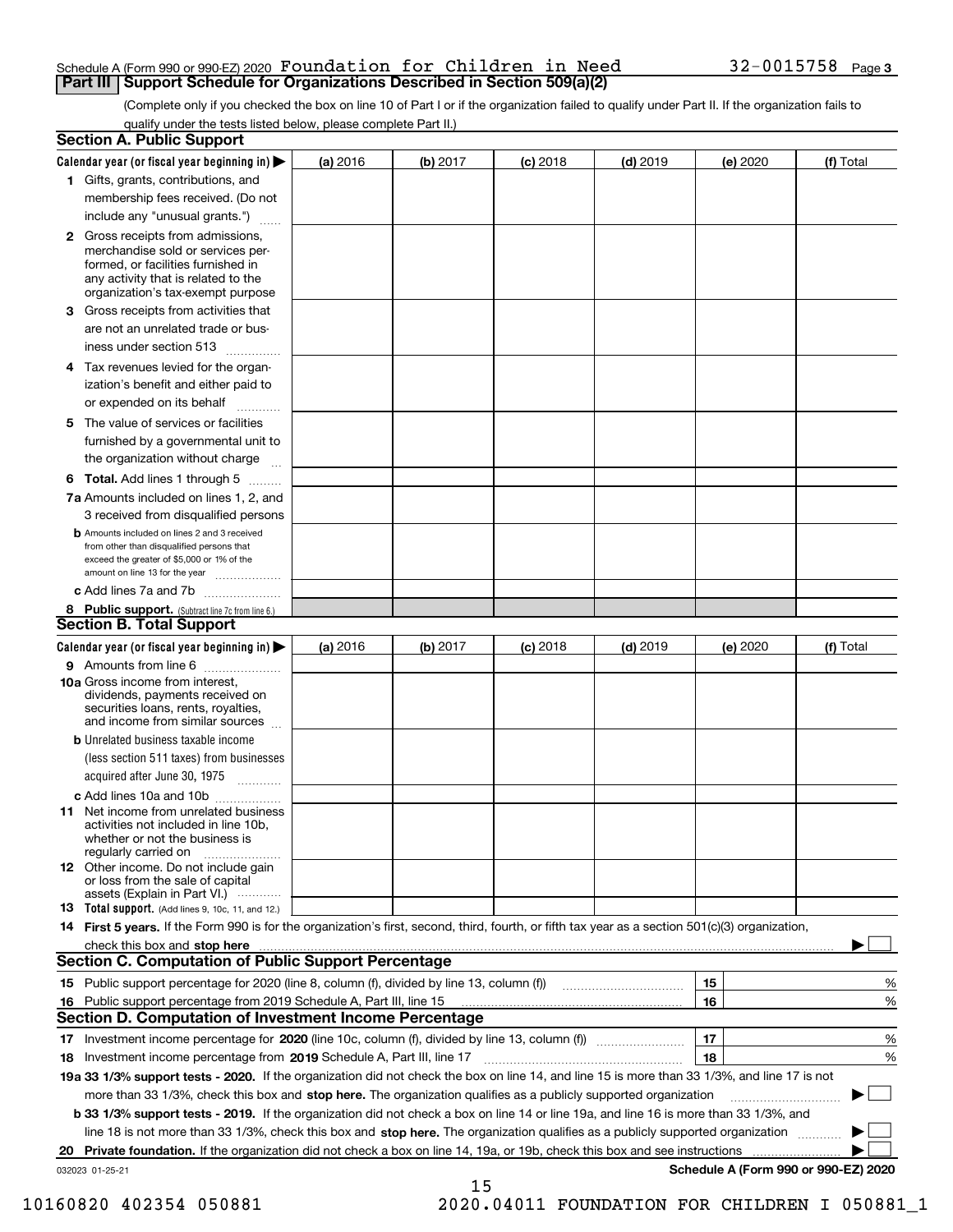Schedule A (Form 990 or 990-EZ) 2020 Foundation for Children in Need 32-0015758 Page 3

## Part III Support Schedule for Organizations Described in Section 509(a)(2)

(Complete only if you checked the box on line 10 of Part I or if the organization failed to qualify under Part II. If the organization fails to qualify under the tests listed below, please complete Part II.)

### Section A. Public Support

| Calendar year (or fiscal year beginning in) ▶ | (a) 2016 | (b) 2017 | (c) 2018 | (d) 2019 | (e) 2020 | (f) Total |
|---|---|---|---|---|---|---|
| 1 Gifts, grants, contributions, and membership fees received. (Do not include any "unusual grants.") | | | | | | |
| 2 Gross receipts from admissions, merchandise sold or services performed, or facilities furnished in any activity that is related to the organization's tax-exempt purpose | | | | | | |
| 3 Gross receipts from activities that are not an unrelated trade or business under section 513 | | | | | | |
| 4 Tax revenues levied for the organization's benefit and either paid to or expended on its behalf | | | | | | |
| 5 The value of services or facilities furnished by a governmental unit to the organization without charge | | | | | | |
| 6 **Total.** Add lines 1 through 5 | | | | | | |
| 7a Amounts included on lines 1, 2, and 3 received from disqualified persons | | | | | | |
| b Amounts included on lines 2 and 3 received from other than disqualified persons that exceed the greater of $5,000 or 1% of the amount on line 13 for the year | | | | | | |
| c Add lines 7a and 7b | | | | | | |
| 8 **Public support.** (Subtract line 7c from line 6.) | | | | | | |

### Section B. Total Support

| Calendar year (or fiscal year beginning in) ▶ | (a) 2016 | (b) 2017 | (c) 2018 | (d) 2019 | (e) 2020 | (f) Total |
|---|---|---|---|---|---|---|
| 9 Amounts from line 6 | | | | | | |
| 10a Gross income from interest, dividends, payments received on securities loans, rents, royalties, and income from similar sources | | | | | | |
| b Unrelated business taxable income (less section 511 taxes) from businesses acquired after June 30, 1975 | | | | | | |
| c Add lines 10a and 10b | | | | | | |
| 11 Net income from unrelated business activities not included in line 10b, whether or not the business is regularly carried on | | | | | | |
| 12 Other income. Do not include gain or loss from the sale of capital assets (Explain in Part VI.) | | | | | | |
| 13 **Total support.** (Add lines 9, 10c, 11, and 12.) | | | | | | |

14 **First 5 years.** If the Form 990 is for the organization's first, second, third, fourth, or fifth tax year as a section 501(c)(3) organization, check this box and **stop here** ▶ ☐

### Section C. Computation of Public Support Percentage

| | | |
|---|---|---|
| 15 Public support percentage for 2020 (line 8, column (f), divided by line 13, column (f)) | 15 | % |
| 16 Public support percentage from 2019 Schedule A, Part III, line 15 | 16 | % |

### Section D. Computation of Investment Income Percentage

| | | |
|---|---|---|
| 17 Investment income percentage for **2020** (line 10c, column (f), divided by line 13, column (f)) | 17 | % |
| 18 Investment income percentage from **2019** Schedule A, Part III, line 17 | 18 | % |

**19a 33 1/3% support tests - 2020.** If the organization did not check the box on line 14, and line 15 is more than 33 1/3%, and line 17 is not more than 33 1/3%, check this box and **stop here.** The organization qualifies as a publicly supported organization ▶ ☐

**b 33 1/3% support tests - 2019.** If the organization did not check a box on line 14 or line 19a, and line 16 is more than 33 1/3%, and line 18 is not more than 33 1/3%, check this box and **stop here.** The organization qualifies as a publicly supported organization ▶ ☐

**20 Private foundation.** If the organization did not check a box on line 14, 19a, or 19b, check this box and see instructions ▶ ☐

032023 01-25-21

**Schedule A (Form 990 or 990-EZ) 2020**

10160820 402354 050881 2020.04011 FOUNDATION FOR CHILDREN I 050881_1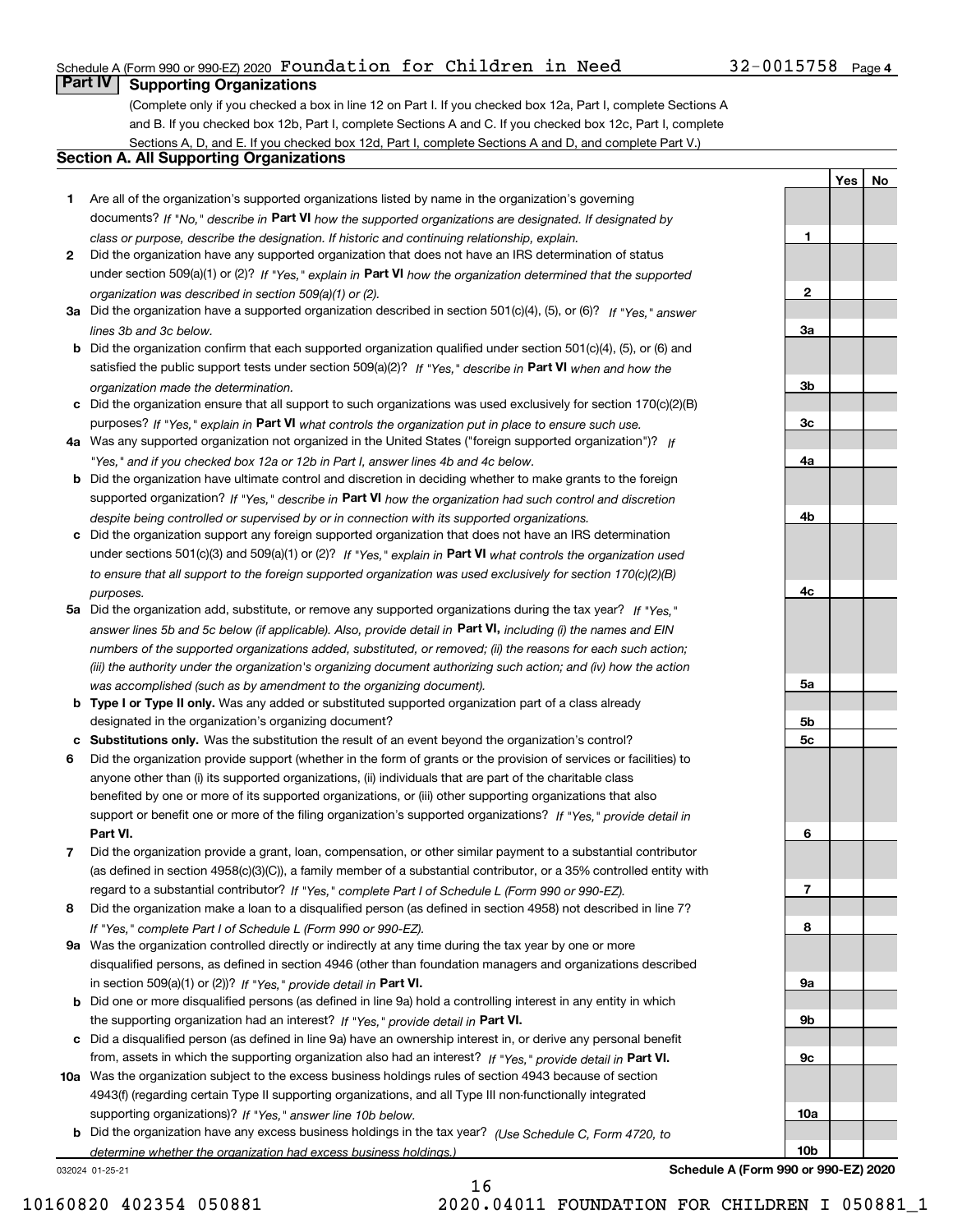Schedule A (Form 990 or 990-EZ) 2020 Foundation for Children in Need 32-0015758 Page 4

## Part IV Supporting Organizations

(Complete only if you checked a box in line 12 on Part I. If you checked box 12a, Part I, complete Sections A and B. If you checked box 12b, Part I, complete Sections A and C. If you checked box 12c, Part I, complete Sections A, D, and E. If you checked box 12d, Part I, complete Sections A and D, and complete Part V.)

### Section A. All Supporting Organizations

| | | Line | Yes | No |
|---|---|---|---|---|
| 1 | Are all of the organization's supported organizations listed by name in the organization's governing documents? *If "No," describe in* **Part VI** *how the supported organizations are designated. If designated by class or purpose, describe the designation. If historic and continuing relationship, explain.* | 1 | | |
| 2 | Did the organization have any supported organization that does not have an IRS determination of status under section 509(a)(1) or (2)? *If "Yes," explain in* **Part VI** *how the organization determined that the supported organization was described in section 509(a)(1) or (2).* | 2 | | |
| 3a | Did the organization have a supported organization described in section 501(c)(4), (5), or (6)? *If "Yes," answer lines 3b and 3c below.* | 3a | | |
| b | Did the organization confirm that each supported organization qualified under section 501(c)(4), (5), or (6) and satisfied the public support tests under section 509(a)(2)? *If "Yes," describe in* **Part VI** *when and how the organization made the determination.* | 3b | | |
| c | Did the organization ensure that all support to such organizations was used exclusively for section 170(c)(2)(B) purposes? *If "Yes," explain in* **Part VI** *what controls the organization put in place to ensure such use.* | 3c | | |
| 4a | Was any supported organization not organized in the United States ("foreign supported organization")? *If "Yes," and if you checked box 12a or 12b in Part I, answer lines 4b and 4c below.* | 4a | | |
| b | Did the organization have ultimate control and discretion in deciding whether to make grants to the foreign supported organization? *If "Yes," describe in* **Part VI** *how the organization had such control and discretion despite being controlled or supervised by or in connection with its supported organizations.* | 4b | | |
| c | Did the organization support any foreign supported organization that does not have an IRS determination under sections 501(c)(3) and 509(a)(1) or (2)? *If "Yes," explain in* **Part VI** *what controls the organization used to ensure that all support to the foreign supported organization was used exclusively for section 170(c)(2)(B) purposes.* | 4c | | |
| 5a | Did the organization add, substitute, or remove any supported organizations during the tax year? *If "Yes," answer lines 5b and 5c below (if applicable). Also, provide detail in* **Part VI,** *including (i) the names and EIN numbers of the supported organizations added, substituted, or removed; (ii) the reasons for each such action; (iii) the authority under the organization's organizing document authorizing such action; and (iv) how the action was accomplished (such as by amendment to the organizing document).* | 5a | | |
| b | **Type I or Type II only.** Was any added or substituted supported organization part of a class already designated in the organization's organizing document? | 5b | | |
| c | **Substitutions only.** Was the substitution the result of an event beyond the organization's control? | 5c | | |
| 6 | Did the organization provide support (whether in the form of grants or the provision of services or facilities) to anyone other than (i) its supported organizations, (ii) individuals that are part of the charitable class benefited by one or more of its supported organizations, or (iii) other supporting organizations that also support or benefit one or more of the filing organization's supported organizations? *If "Yes," provide detail in* **Part VI.** | 6 | | |
| 7 | Did the organization provide a grant, loan, compensation, or other similar payment to a substantial contributor (as defined in section 4958(c)(3)(C)), a family member of a substantial contributor, or a 35% controlled entity with regard to a substantial contributor? *If "Yes," complete Part I of Schedule L (Form 990 or 990-EZ).* | 7 | | |
| 8 | Did the organization make a loan to a disqualified person (as defined in section 4958) not described in line 7? *If "Yes," complete Part I of Schedule L (Form 990 or 990-EZ).* | 8 | | |
| 9a | Was the organization controlled directly or indirectly at any time during the tax year by one or more disqualified persons, as defined in section 4946 (other than foundation managers and organizations described in section 509(a)(1) or (2))? *If "Yes," provide detail in* **Part VI.** | 9a | | |
| b | Did one or more disqualified persons (as defined in line 9a) hold a controlling interest in any entity in which the supporting organization had an interest? *If "Yes," provide detail in* **Part VI.** | 9b | | |
| c | Did a disqualified person (as defined in line 9a) have an ownership interest in, or derive any personal benefit from, assets in which the supporting organization also had an interest? *If "Yes," provide detail in* **Part VI.** | 9c | | |
| 10a | Was the organization subject to the excess business holdings rules of section 4943 because of section 4943(f) (regarding certain Type II supporting organizations, and all Type III non-functionally integrated supporting organizations)? *If "Yes," answer line 10b below.* | 10a | | |
| b | Did the organization have any excess business holdings in the tax year? *(Use Schedule C, Form 4720, to determine whether the organization had excess business holdings.)* | 10b | | |

032024 01-25-21 **Schedule A (Form 990 or 990-EZ) 2020**

10160820 402354 050881 2020.04011 FOUNDATION FOR CHILDREN I 050881_1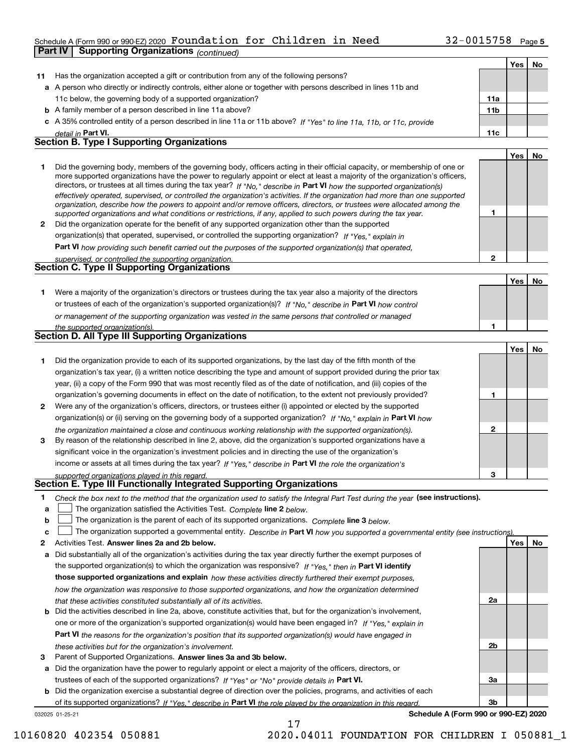Schedule A (Form 990 or 990-EZ) 2020 Foundation for Children in Need 32-0015758 Page 5

**Part IV | Supporting Organizations** *(continued)*

| | | | Yes | No |
|---|---|---|---|---|
| **11** | Has the organization accepted a gift or contribution from any of the following persons? | | | |
| **a** | A person who directly or indirectly controls, either alone or together with persons described in lines 11b and 11c below, the governing body of a supported organization? | **11a** | | |
| **b** | A family member of a person described in line 11a above? | **11b** | | |
| **c** | A 35% controlled entity of a person described in line 11a or 11b above? *If "Yes" to line 11a, 11b, or 11c, provide detail in* **Part VI.** | **11c** | | |

## Section B. Type I Supporting Organizations

| | | | Yes | No |
|---|---|---|---|---|
| **1** | Did the governing body, members of the governing body, officers acting in their official capacity, or membership of one or more supported organizations have the power to regularly appoint or elect at least a majority of the organization's officers, directors, or trustees at all times during the tax year? *If "No," describe in* **Part VI** *how the supported organization(s) effectively operated, supervised, or controlled the organization's activities. If the organization had more than one supported organization, describe how the powers to appoint and/or remove officers, directors, or trustees were allocated among the supported organizations and what conditions or restrictions, if any, applied to such powers during the tax year.* | **1** | | |
| **2** | Did the organization operate for the benefit of any supported organization other than the supported organization(s) that operated, supervised, or controlled the supporting organization? *If "Yes," explain in* **Part VI** *how providing such benefit carried out the purposes of the supported organization(s) that operated, supervised, or controlled the supporting organization.* | **2** | | |

## Section C. Type II Supporting Organizations

| | | | Yes | No |
|---|---|---|---|---|
| **1** | Were a majority of the organization's directors or trustees during the tax year also a majority of the directors or trustees of each of the organization's supported organization(s)? *If "No," describe in* **Part VI** *how control or management of the supporting organization was vested in the same persons that controlled or managed the supported organization(s).* | **1** | | |

## Section D. All Type III Supporting Organizations

| | | | Yes | No |
|---|---|---|---|---|
| **1** | Did the organization provide to each of its supported organizations, by the last day of the fifth month of the organization's tax year, (i) a written notice describing the type and amount of support provided during the prior tax year, (ii) a copy of the Form 990 that was most recently filed as of the date of notification, and (iii) copies of the organization's governing documents in effect on the date of notification, to the extent not previously provided? | **1** | | |
| **2** | Were any of the organization's officers, directors, or trustees either (i) appointed or elected by the supported organization(s) or (ii) serving on the governing body of a supported organization? *If "No," explain in* **Part VI** *how the organization maintained a close and continuous working relationship with the supported organization(s).* | **2** | | |
| **3** | By reason of the relationship described in line 2, above, did the organization's supported organizations have a significant voice in the organization's investment policies and in directing the use of the organization's income or assets at all times during the tax year? *If "Yes," describe in* **Part VI** *the role the organization's supported organizations played in this regard.* | **3** | | |

## Section E. Type III Functionally Integrated Supporting Organizations

**1** *Check the box next to the method that the organization used to satisfy the Integral Part Test during the year* **(see instructions).**

- **a** ☐ The organization satisfied the Activities Test. *Complete* **line 2** *below.*
- **b** ☐ The organization is the parent of each of its supported organizations. *Complete* **line 3** *below.*
- **c** ☐ The organization supported a governmental entity. *Describe in* **Part VI** *how you supported a governmental entity (see instructions).*

| | | | Yes | No |
|---|---|---|---|---|
| **2** | Activities Test. **Answer lines 2a and 2b below.** | | | |
| **a** | Did substantially all of the organization's activities during the tax year directly further the exempt purposes of the supported organization(s) to which the organization was responsive? *If "Yes," then in* **Part VI identify those supported organizations and explain** *how these activities directly furthered their exempt purposes, how the organization was responsive to those supported organizations, and how the organization determined that these activities constituted substantially all of its activities.* | **2a** | | |
| **b** | Did the activities described in line 2a, above, constitute activities that, but for the organization's involvement, one or more of the organization's supported organization(s) would have been engaged in? *If "Yes," explain in* **Part VI** *the reasons for the organization's position that its supported organization(s) would have engaged in these activities but for the organization's involvement.* | **2b** | | |
| **3** | Parent of Supported Organizations. **Answer lines 3a and 3b below.** | | | |
| **a** | Did the organization have the power to regularly appoint or elect a majority of the officers, directors, or trustees of each of the supported organizations? *If "Yes" or "No" provide details in* **Part VI.** | **3a** | | |
| **b** | Did the organization exercise a substantial degree of direction over the policies, programs, and activities of each of its supported organizations? *If "Yes," describe in* **Part VI** *the role played by the organization in this regard.* | **3b** | | |

032025 01-25-21 **Schedule A (Form 990 or 990-EZ) 2020**

10160820 402354 050881 2020.04011 FOUNDATION FOR CHILDREN I 050881_1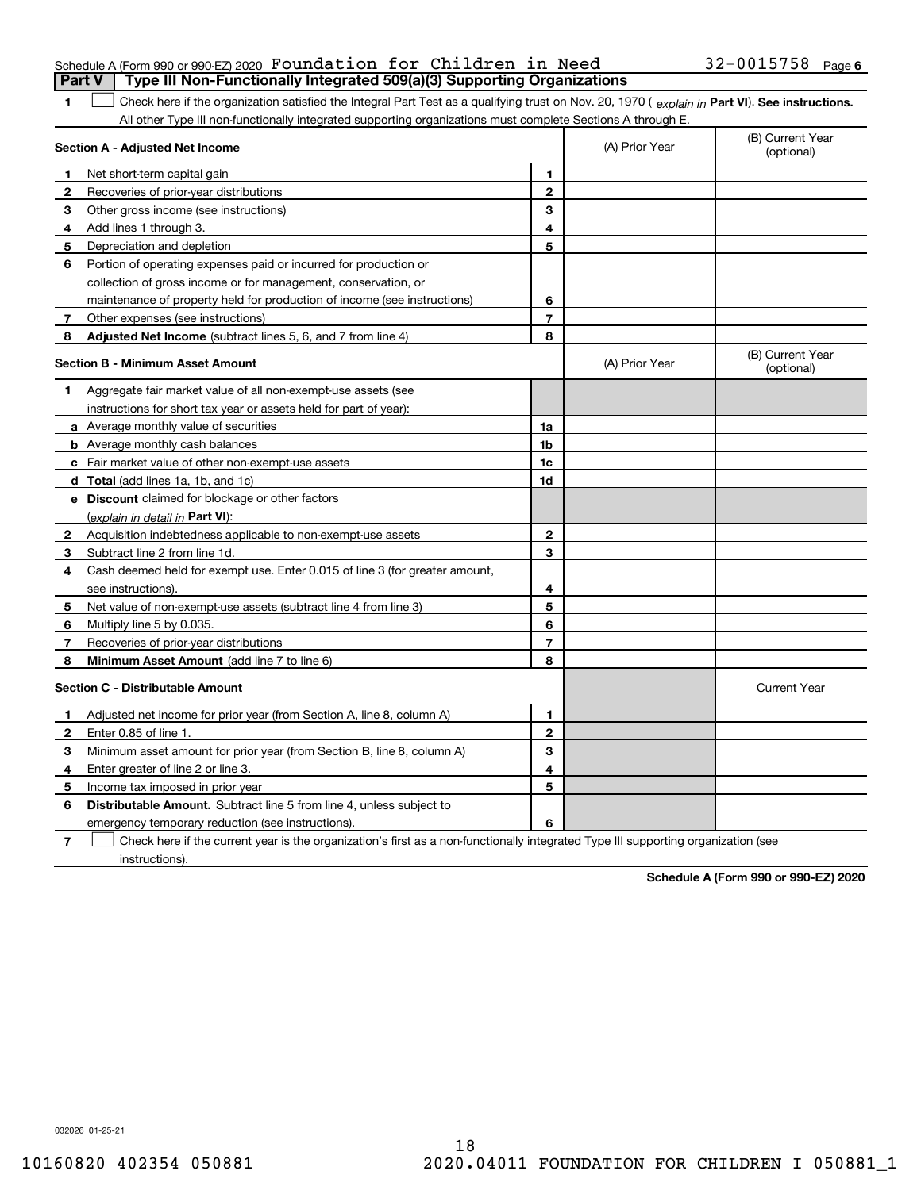Schedule A (Form 990 or 990-EZ) 2020 Foundation for Children in Need 32-0015758 Page 6

## Part V | Type III Non-Functionally Integrated 509(a)(3) Supporting Organizations

**1** ☐ Check here if the organization satisfied the Integral Part Test as a qualifying trust on Nov. 20, 1970 (*explain in* **Part VI**). **See instructions.** All other Type III non-functionally integrated supporting organizations must complete Sections A through E.

| **Section A - Adjusted Net Income** | | | (A) Prior Year | (B) Current Year (optional) |
|---|---|---|---|---|
| 1 | Net short-term capital gain | 1 | | |
| 2 | Recoveries of prior-year distributions | 2 | | |
| 3 | Other gross income (see instructions) | 3 | | |
| 4 | Add lines 1 through 3. | 4 | | |
| 5 | Depreciation and depletion | 5 | | |
| 6 | Portion of operating expenses paid or incurred for production or collection of gross income or for management, conservation, or maintenance of property held for production of income (see instructions) | 6 | | |
| 7 | Other expenses (see instructions) | 7 | | |
| 8 | **Adjusted Net Income** (subtract lines 5, 6, and 7 from line 4) | 8 | | |

| **Section B - Minimum Asset Amount** | | | (A) Prior Year | (B) Current Year (optional) |
|---|---|---|---|---|
| 1 | Aggregate fair market value of all non-exempt-use assets (see instructions for short tax year or assets held for part of year): | | | |
| a | Average monthly value of securities | 1a | | |
| b | Average monthly cash balances | 1b | | |
| c | Fair market value of other non-exempt-use assets | 1c | | |
| d | **Total** (add lines 1a, 1b, and 1c) | 1d | | |
| e | **Discount** claimed for blockage or other factors (*explain in detail in* **Part VI**): | | | |
| 2 | Acquisition indebtedness applicable to non-exempt-use assets | 2 | | |
| 3 | Subtract line 2 from line 1d. | 3 | | |
| 4 | Cash deemed held for exempt use. Enter 0.015 of line 3 (for greater amount, see instructions). | 4 | | |
| 5 | Net value of non-exempt-use assets (subtract line 4 from line 3) | 5 | | |
| 6 | Multiply line 5 by 0.035. | 6 | | |
| 7 | Recoveries of prior-year distributions | 7 | | |
| 8 | **Minimum Asset Amount** (add line 7 to line 6) | 8 | | |

| **Section C - Distributable Amount** | | | | Current Year |
|---|---|---|---|---|
| 1 | Adjusted net income for prior year (from Section A, line 8, column A) | 1 | | |
| 2 | Enter 0.85 of line 1. | 2 | | |
| 3 | Minimum asset amount for prior year (from Section B, line 8, column A) | 3 | | |
| 4 | Enter greater of line 2 or line 3. | 4 | | |
| 5 | Income tax imposed in prior year | 5 | | |
| 6 | **Distributable Amount.** Subtract line 5 from line 4, unless subject to emergency temporary reduction (see instructions). | 6 | | |

**7** ☐ Check here if the current year is the organization's first as a non-functionally integrated Type III supporting organization (see instructions).

**Schedule A (Form 990 or 990-EZ) 2020**

032026 01-25-21

10160820 402354 050881 2020.04011 FOUNDATION FOR CHILDREN I 050881_1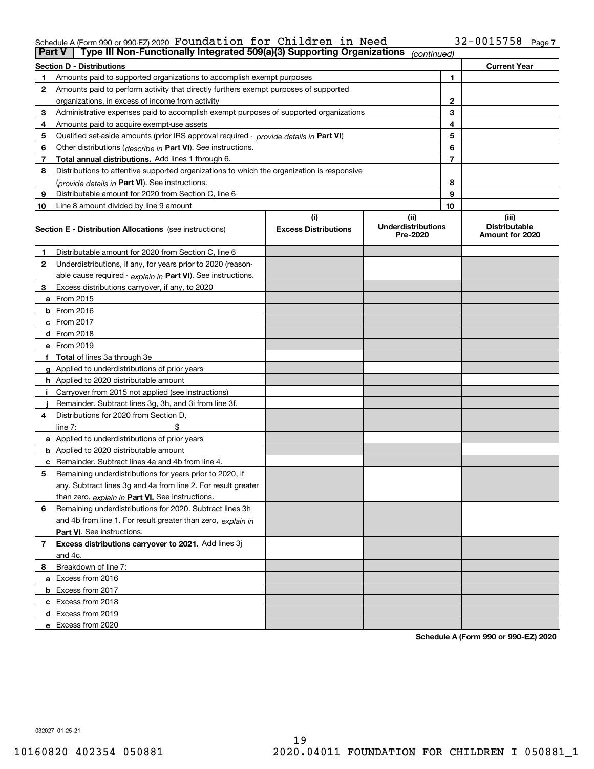Schedule A (Form 990 or 990-EZ) 2020 Foundation for Children in Need 32-0015758 Page 7

## Part V | Type III Non-Functionally Integrated 509(a)(3) Supporting Organizations *(continued)*

| Section D - Distributions | | | Current Year |
|---|---|---|---|
| 1 | Amounts paid to supported organizations to accomplish exempt purposes | 1 | |
| 2 | Amounts paid to perform activity that directly furthers exempt purposes of supported organizations, in excess of income from activity | 2 | |
| 3 | Administrative expenses paid to accomplish exempt purposes of supported organizations | 3 | |
| 4 | Amounts paid to acquire exempt-use assets | 4 | |
| 5 | Qualified set-aside amounts (prior IRS approval required - *provide details in* **Part VI**) | 5 | |
| 6 | Other distributions (*describe in* **Part VI**). See instructions. | 6 | |
| 7 | **Total annual distributions.** Add lines 1 through 6. | 7 | |
| 8 | Distributions to attentive supported organizations to which the organization is responsive (*provide details in* **Part VI**). See instructions. | 8 | |
| 9 | Distributable amount for 2020 from Section C, line 6 | 9 | |
| 10 | Line 8 amount divided by line 9 amount | 10 | |

| | **Section E - Distribution Allocations** (see instructions) | (i) Excess Distributions | (ii) Underdistributions Pre-2020 | (iii) Distributable Amount for 2020 |
|---|---|---|---|---|
| 1 | Distributable amount for 2020 from Section C, line 6 | | | |
| 2 | Underdistributions, if any, for years prior to 2020 (reasonable cause required - *explain in* **Part VI**). See instructions. | | | |
| 3 | Excess distributions carryover, if any, to 2020 | | | |
| a | From 2015 | | | |
| b | From 2016 | | | |
| c | From 2017 | | | |
| d | From 2018 | | | |
| e | From 2019 | | | |
| f | **Total** of lines 3a through 3e | | | |
| g | Applied to underdistributions of prior years | | | |
| h | Applied to 2020 distributable amount | | | |
| i | Carryover from 2015 not applied (see instructions) | | | |
| j | Remainder. Subtract lines 3g, 3h, and 3i from line 3f. | | | |
| 4 | Distributions for 2020 from Section D, line 7: $ | | | |
| a | Applied to underdistributions of prior years | | | |
| b | Applied to 2020 distributable amount | | | |
| c | Remainder. Subtract lines 4a and 4b from line 4. | | | |
| 5 | Remaining underdistributions for years prior to 2020, if any. Subtract lines 3g and 4a from line 2. For result greater than zero, *explain in* **Part VI.** See instructions. | | | |
| 6 | Remaining underdistributions for 2020. Subtract lines 3h and 4b from line 1. For result greater than zero, *explain in* **Part VI**. See instructions. | | | |
| 7 | **Excess distributions carryover to 2021.** Add lines 3j and 4c. | | | |
| 8 | Breakdown of line 7: | | | |
| a | Excess from 2016 | | | |
| b | Excess from 2017 | | | |
| c | Excess from 2018 | | | |
| d | Excess from 2019 | | | |
| e | Excess from 2020 | | | |

**Schedule A (Form 990 or 990-EZ) 2020**

032027 01-25-21

10160820 402354 050881 2020.04011 FOUNDATION FOR CHILDREN I 050881_1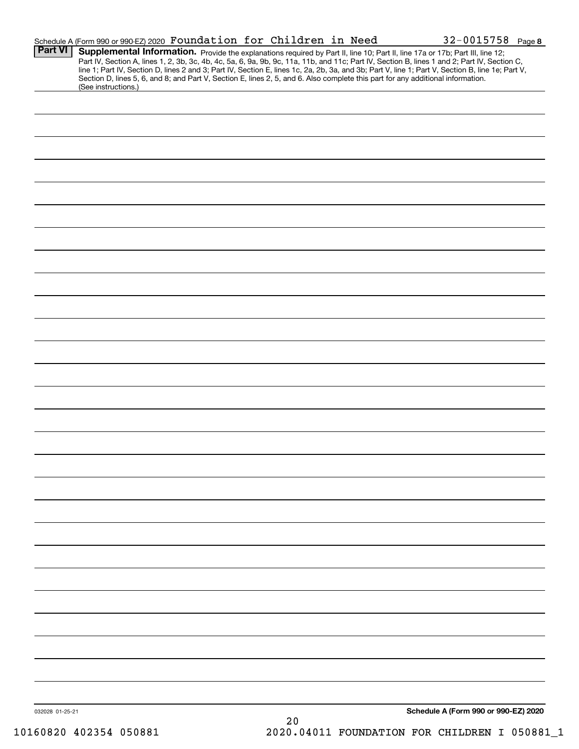Schedule A (Form 990 or 990-EZ) 2020 Foundation for Children in Need 32-0015758 Page 8

**Part VI** **Supplemental Information.** Provide the explanations required by Part II, line 10; Part II, line 17a or 17b; Part III, line 12; Part IV, Section A, lines 1, 2, 3b, 3c, 4b, 4c, 5a, 6, 9a, 9b, 9c, 11a, 11b, and 11c; Part IV, Section B, lines 1 and 2; Part IV, Section C, line 1; Part IV, Section D, lines 2 and 3; Part IV, Section E, lines 1c, 2a, 2b, 3a, and 3b; Part V, line 1; Part V, Section B, line 1e; Part V, Section D, lines 5, 6, and 8; and Part V, Section E, lines 2, 5, and 6. Also complete this part for any additional information. (See instructions.)

032028 01-25-21

**Schedule A (Form 990 or 990-EZ) 2020**

10160820 402354 050881 2020.04011 FOUNDATION FOR CHILDREN I 050881_1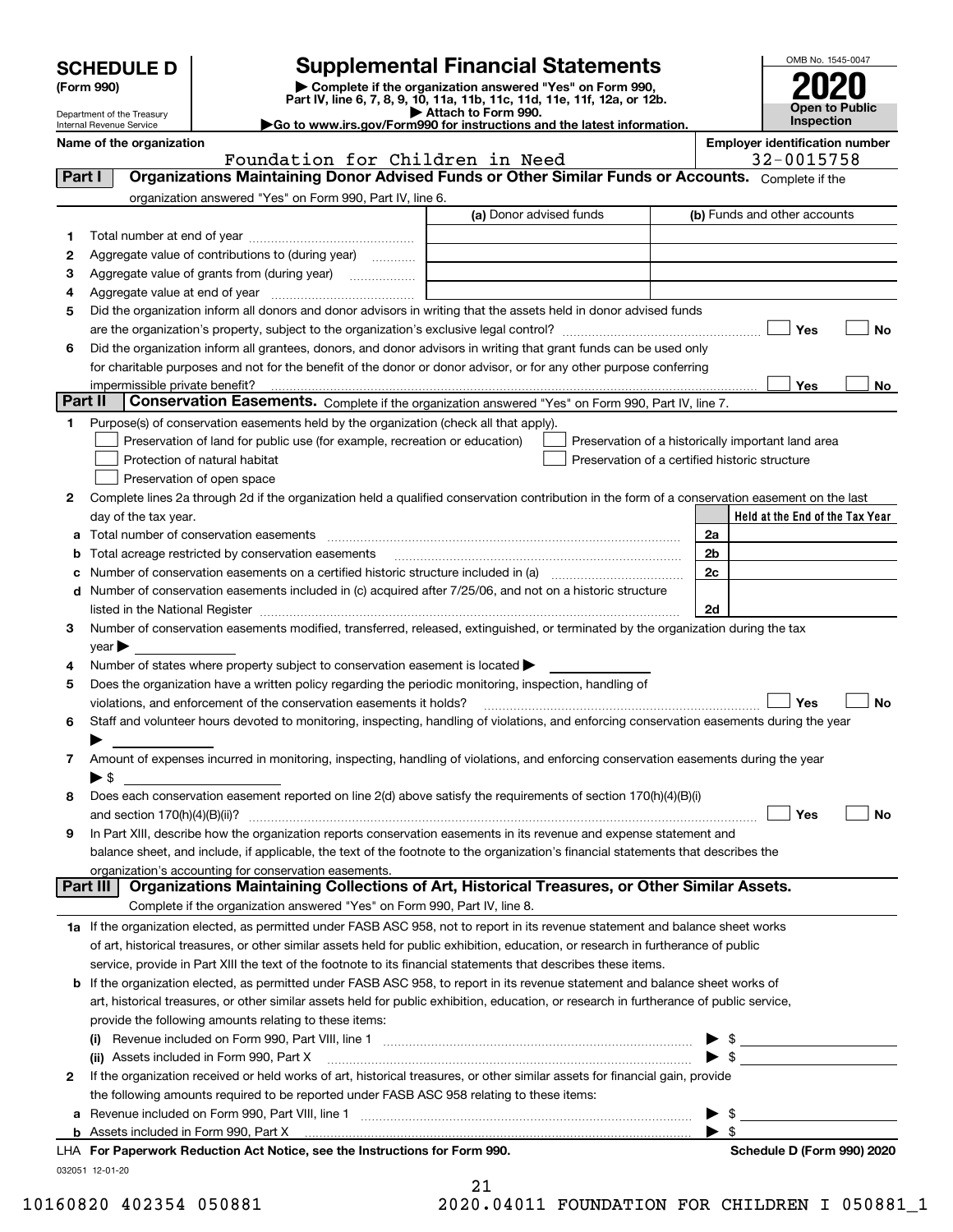# SCHEDULE D (Form 990)

Department of the Treasury
Internal Revenue Service

## Supplemental Financial Statements

▶ Complete if the organization answered "Yes" on Form 990, Part IV, line 6, 7, 8, 9, 10, 11a, 11b, 11c, 11d, 11e, 11f, 12a, or 12b.
▶ Attach to Form 990.
▶Go to www.irs.gov/Form990 for instructions and the latest information.

OMB No. 1545-0047
**2020**
**Open to Public Inspection**

**Name of the organization:** Foundation for Children in Need

**Employer identification number:** 32-0015758

### Part I — Organizations Maintaining Donor Advised Funds or Other Similar Funds or Accounts.
Complete if the organization answered "Yes" on Form 990, Part IV, line 6.

| | | (a) Donor advised funds | (b) Funds and other accounts |
|---|---|---|---|
| 1 | Total number at end of year | | |
| 2 | Aggregate value of contributions to (during year) | | |
| 3 | Aggregate value of grants from (during year) | | |
| 4 | Aggregate value at end of year | | |

5 Did the organization inform all donors and donor advisors in writing that the assets held in donor advised funds are the organization's property, subject to the organization's exclusive legal control? ☐ Yes ☐ No

6 Did the organization inform all grantees, donors, and donor advisors in writing that grant funds can be used only for charitable purposes and not for the benefit of the donor or donor advisor, or for any other purpose conferring impermissible private benefit? ☐ Yes ☐ No

### Part II — Conservation Easements.
Complete if the organization answered "Yes" on Form 990, Part IV, line 7.

1 Purpose(s) of conservation easements held by the organization (check all that apply).

- ☐ Preservation of land for public use (for example, recreation or education)
- ☐ Protection of natural habitat
- ☐ Preservation of open space
- ☐ Preservation of a historically important land area
- ☐ Preservation of a certified historic structure

2 Complete lines 2a through 2d if the organization held a qualified conservation contribution in the form of a conservation easement on the last day of the tax year.

| | | | Held at the End of the Tax Year |
|---|---|---|---|
| a | Total number of conservation easements | 2a | |
| b | Total acreage restricted by conservation easements | 2b | |
| c | Number of conservation easements on a certified historic structure included in (a) | 2c | |
| d | Number of conservation easements included in (c) acquired after 7/25/06, and not on a historic structure listed in the National Register | 2d | |

3 Number of conservation easements modified, transferred, released, extinguished, or terminated by the organization during the tax year ▶

4 Number of states where property subject to conservation easement is located ▶

5 Does the organization have a written policy regarding the periodic monitoring, inspection, handling of violations, and enforcement of the conservation easements it holds? ☐ Yes ☐ No

6 Staff and volunteer hours devoted to monitoring, inspecting, handling of violations, and enforcing conservation easements during the year ▶

7 Amount of expenses incurred in monitoring, inspecting, handling of violations, and enforcing conservation easements during the year ▶ $

8 Does each conservation easement reported on line 2(d) above satisfy the requirements of section 170(h)(4)(B)(i) and section 170(h)(4)(B)(ii)? ☐ Yes ☐ No

9 In Part XIII, describe how the organization reports conservation easements in its revenue and expense statement and balance sheet, and include, if applicable, the text of the footnote to the organization's financial statements that describes the organization's accounting for conservation easements.

### Part III — Organizations Maintaining Collections of Art, Historical Treasures, or Other Similar Assets.
Complete if the organization answered "Yes" on Form 990, Part IV, line 8.

1a If the organization elected, as permitted under FASB ASC 958, not to report in its revenue statement and balance sheet works of art, historical treasures, or other similar assets held for public exhibition, education, or research in furtherance of public service, provide in Part XIII the text of the footnote to its financial statements that describes these items.

b If the organization elected, as permitted under FASB ASC 958, to report in its revenue statement and balance sheet works of art, historical treasures, or other similar assets held for public exhibition, education, or research in furtherance of public service, provide the following amounts relating to these items:

(i) Revenue included on Form 990, Part VIII, line 1 ▶ $

(ii) Assets included in Form 990, Part X ▶ $

2 If the organization received or held works of art, historical treasures, or other similar assets for financial gain, provide the following amounts required to be reported under FASB ASC 958 relating to these items:

a Revenue included on Form 990, Part VIII, line 1 ▶ $

b Assets included in Form 990, Part X ▶ $

**LHA For Paperwork Reduction Act Notice, see the Instructions for Form 990.** **Schedule D (Form 990) 2020**

032051 12-01-20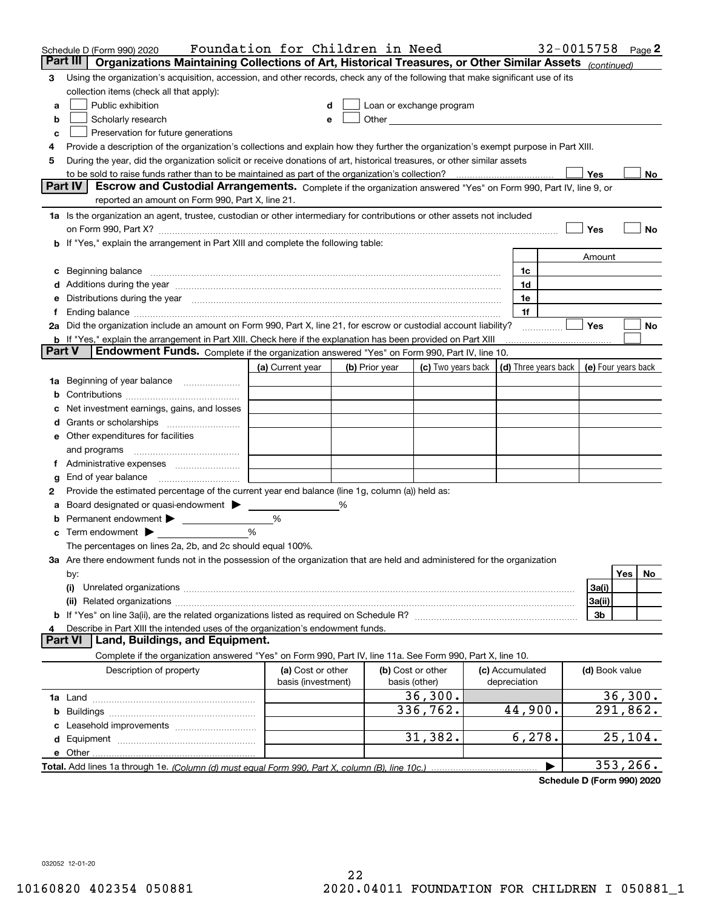Schedule D (Form 990) 2020 Foundation for Children in Need 32-0015758 Page 2

## Part III Organizations Maintaining Collections of Art, Historical Treasures, or Other Similar Assets *(continued)*

**3** Using the organization's acquisition, accession, and other records, check any of the following that make significant use of its collection items (check all that apply):

- **a** ☐ Public exhibition
- **b** ☐ Scholarly research
- **c** ☐ Preservation for future generations
- **d** ☐ Loan or exchange program
- **e** ☐ Other

**4** Provide a description of the organization's collections and explain how they further the organization's exempt purpose in Part XIII.

**5** During the year, did the organization solicit or receive donations of art, historical treasures, or other similar assets to be sold to raise funds rather than to be maintained as part of the organization's collection? ☐ Yes ☐ No

## Part IV Escrow and Custodial Arrangements.

Complete if the organization answered "Yes" on Form 990, Part IV, line 9, or reported an amount on Form 990, Part X, line 21.

**1a** Is the organization an agent, trustee, custodian or other intermediary for contributions or other assets not included on Form 990, Part X? ☐ Yes ☐ No

**b** If "Yes," explain the arrangement in Part XIII and complete the following table:

| | | Amount |
|---|---|---|
| **c** Beginning balance | 1c | |
| **d** Additions during the year | 1d | |
| **e** Distributions during the year | 1e | |
| **f** Ending balance | 1f | |

**2a** Did the organization include an amount on Form 990, Part X, line 21, for escrow or custodial account liability? ☐ Yes ☐ No

**b** If "Yes," explain the arrangement in Part XIII. Check here if the explanation has been provided on Part XIII ☐

## Part V Endowment Funds.

Complete if the organization answered "Yes" on Form 990, Part IV, line 10.

| | (a) Current year | (b) Prior year | (c) Two years back | (d) Three years back | (e) Four years back |
|---|---|---|---|---|---|
| **1a** Beginning of year balance | | | | | |
| **b** Contributions | | | | | |
| **c** Net investment earnings, gains, and losses | | | | | |
| **d** Grants or scholarships | | | | | |
| **e** Other expenditures for facilities and programs | | | | | |
| **f** Administrative expenses | | | | | |
| **g** End of year balance | | | | | |

**2** Provide the estimated percentage of the current year end balance (line 1g, column (a)) held as:

- **a** Board designated or quasi-endowment ▶ ______ %
- **b** Permanent endowment ▶ ______ %
- **c** Term endowment ▶ ______ %

The percentages on lines 2a, 2b, and 2c should equal 100%.

**3a** Are there endowment funds not in the possession of the organization that are held and administered for the organization by:

| | | Yes | No |
|---|---|---|---|
| **(i)** Unrelated organizations | 3a(i) | | |
| **(ii)** Related organizations | 3a(ii) | | |
| **b** If "Yes" on line 3a(ii), are the related organizations listed as required on Schedule R? | 3b | | |

**4** Describe in Part XIII the intended uses of the organization's endowment funds.

## Part VI Land, Buildings, and Equipment.

Complete if the organization answered "Yes" on Form 990, Part IV, line 11a. See Form 990, Part X, line 10.

| Description of property | (a) Cost or other basis (investment) | (b) Cost or other basis (other) | (c) Accumulated depreciation | (d) Book value |
|---|---|---|---|---|
| **1a** Land | | 36,300. | | 36,300. |
| **b** Buildings | | 336,762. | 44,900. | 291,862. |
| **c** Leasehold improvements | | | | |
| **d** Equipment | | 31,382. | 6,278. | 25,104. |
| **e** Other | | | | |
| **Total.** Add lines 1a through 1e. *(Column (d) must equal Form 990, Part X, column (B), line 10c.)* | | | | 353,266. |

Schedule D (Form 990) 2020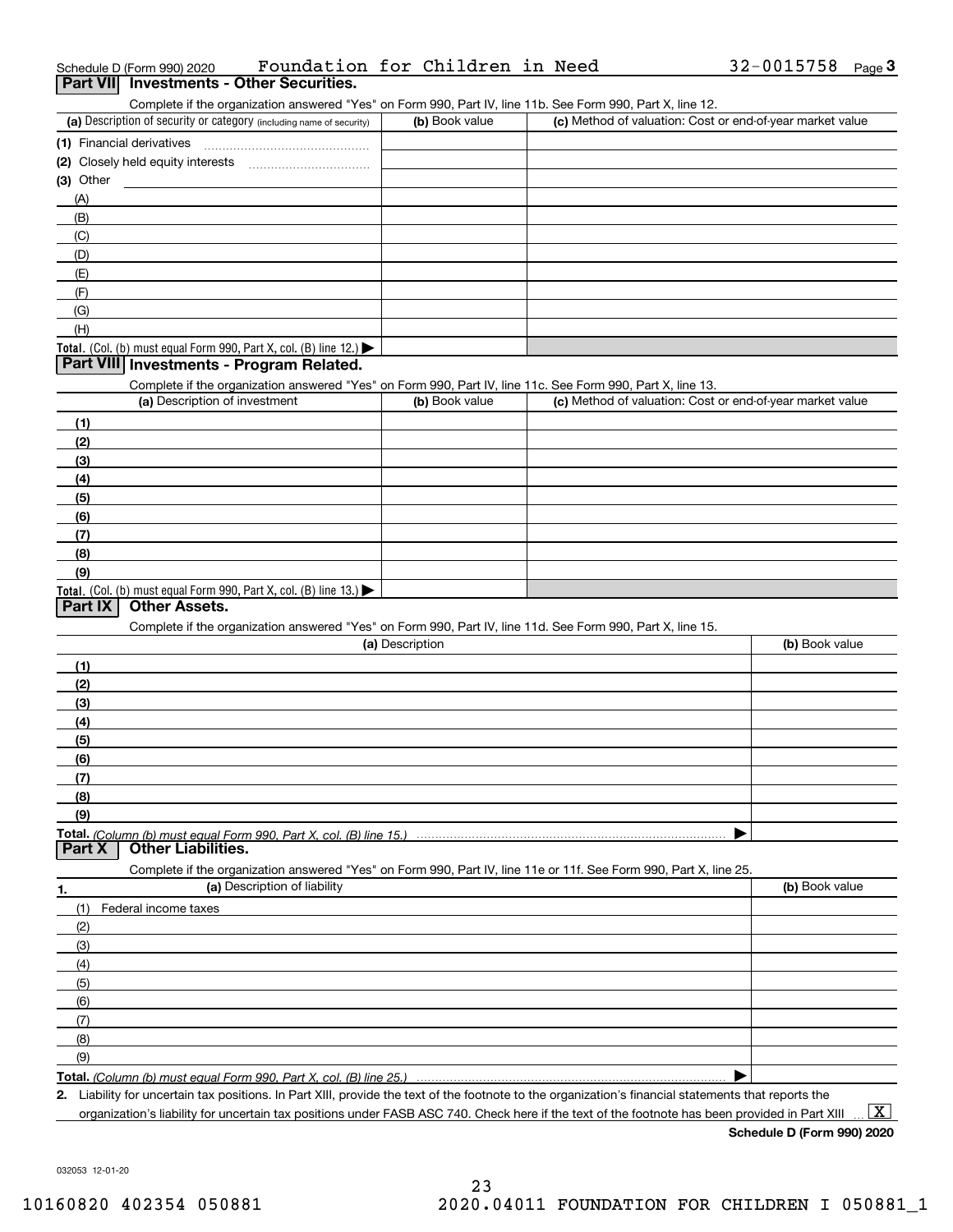Schedule D (Form 990) 2020 Foundation for Children in Need 32-0015758 Page 3

## Part VII Investments - Other Securities.

Complete if the organization answered "Yes" on Form 990, Part IV, line 11b. See Form 990, Part X, line 12.

| (a) Description of security or category (including name of security) | (b) Book value | (c) Method of valuation: Cost or end-of-year market value |
|---|---|---|
| (1) Financial derivatives | | |
| (2) Closely held equity interests | | |
| (3) Other | | |
| (A) | | |
| (B) | | |
| (C) | | |
| (D) | | |
| (E) | | |
| (F) | | |
| (G) | | |
| (H) | | |
| **Total.** (Col. (b) must equal Form 990, Part X, col. (B) line 12.) ▶ | | |

## Part VIII Investments - Program Related.

Complete if the organization answered "Yes" on Form 990, Part IV, line 11c. See Form 990, Part X, line 13.

| (a) Description of investment | (b) Book value | (c) Method of valuation: Cost or end-of-year market value |
|---|---|---|
| (1) | | |
| (2) | | |
| (3) | | |
| (4) | | |
| (5) | | |
| (6) | | |
| (7) | | |
| (8) | | |
| (9) | | |
| **Total.** (Col. (b) must equal Form 990, Part X, col. (B) line 13.) ▶ | | |

## Part IX Other Assets.

Complete if the organization answered "Yes" on Form 990, Part IV, line 11d. See Form 990, Part X, line 15.

| (a) Description | (b) Book value |
|---|---|
| (1) | |
| (2) | |
| (3) | |
| (4) | |
| (5) | |
| (6) | |
| (7) | |
| (8) | |
| (9) | |
| **Total.** *(Column (b) must equal Form 990, Part X, col. (B) line 15.)* ▶ | |

## Part X Other Liabilities.

Complete if the organization answered "Yes" on Form 990, Part IV, line 11e or 11f. See Form 990, Part X, line 25.

| 1. (a) Description of liability | (b) Book value |
|---|---|
| (1) Federal income taxes | |
| (2) | |
| (3) | |
| (4) | |
| (5) | |
| (6) | |
| (7) | |
| (8) | |
| (9) | |
| **Total.** *(Column (b) must equal Form 990, Part X, col. (B) line 25.)* ▶ | |

**2.** Liability for uncertain tax positions. In Part XIII, provide the text of the footnote to the organization's financial statements that reports the organization's liability for uncertain tax positions under FASB ASC 740. Check here if the text of the footnote has been provided in Part XIII ... [X]

**Schedule D (Form 990) 2020**

032053 12-01-20

10160820 402354 050881 2020.04011 FOUNDATION FOR CHILDREN I 050881_1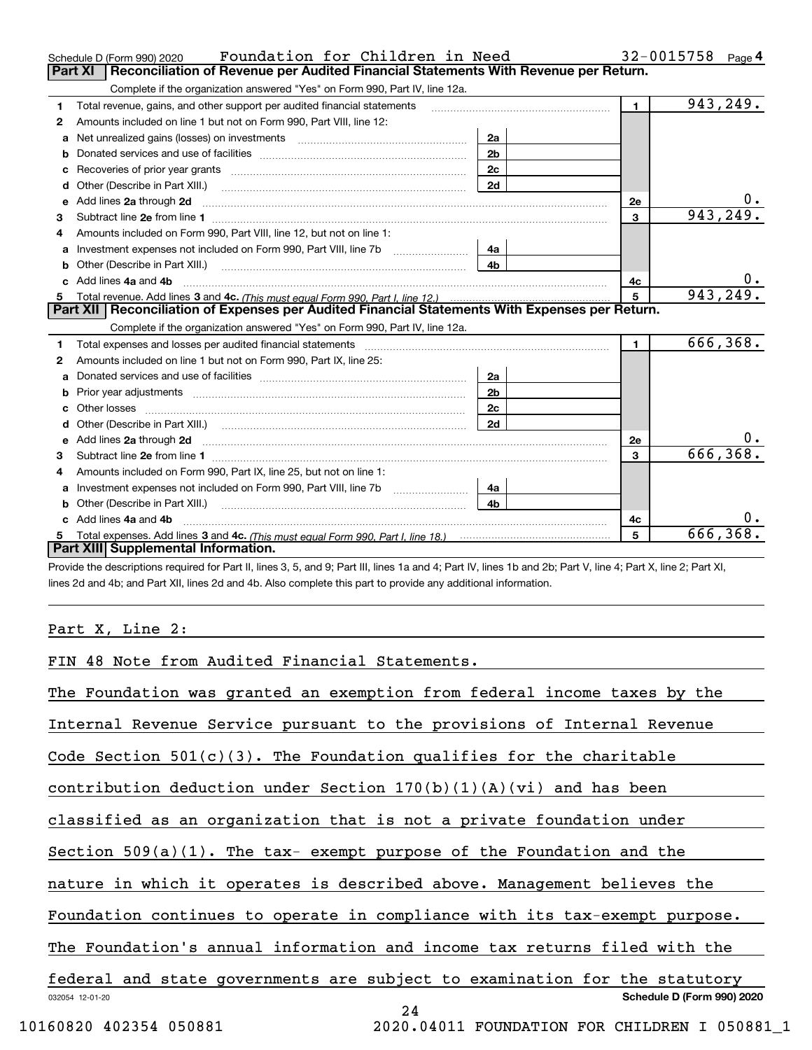Schedule D (Form 990) 2020 Foundation for Children in Need 32-0015758 Page 4

## Part XI Reconciliation of Revenue per Audited Financial Statements With Revenue per Return.

Complete if the organization answered "Yes" on Form 990, Part IV, line 12a.

| | | | | | |
|---|---|---|---|---|---|
| 1 | Total revenue, gains, and other support per audited financial statements | | | 1 | 943,249. |
| 2 | Amounts included on line 1 but not on Form 990, Part VIII, line 12: | | | | |
| a | Net unrealized gains (losses) on investments | 2a | | | |
| b | Donated services and use of facilities | 2b | | | |
| c | Recoveries of prior year grants | 2c | | | |
| d | Other (Describe in Part XIII.) | 2d | | | |
| e | Add lines 2a through 2d | | | 2e | 0. |
| 3 | Subtract line 2e from line 1 | | | 3 | 943,249. |
| 4 | Amounts included on Form 990, Part VIII, line 12, but not on line 1: | | | | |
| a | Investment expenses not included on Form 990, Part VIII, line 7b | 4a | | | |
| b | Other (Describe in Part XIII.) | 4b | | | |
| c | Add lines 4a and 4b | | | 4c | 0. |
| 5 | Total revenue. Add lines 3 and 4c. *(This must equal Form 990, Part I, line 12.)* | | | 5 | 943,249. |

## Part XII Reconciliation of Expenses per Audited Financial Statements With Expenses per Return.

Complete if the organization answered "Yes" on Form 990, Part IV, line 12a.

| | | | | | |
|---|---|---|---|---|---|
| 1 | Total expenses and losses per audited financial statements | | | 1 | 666,368. |
| 2 | Amounts included on line 1 but not on Form 990, Part IX, line 25: | | | | |
| a | Donated services and use of facilities | 2a | | | |
| b | Prior year adjustments | 2b | | | |
| c | Other losses | 2c | | | |
| d | Other (Describe in Part XIII.) | 2d | | | |
| e | Add lines 2a through 2d | | | 2e | 0. |
| 3 | Subtract line 2e from line 1 | | | 3 | 666,368. |
| 4 | Amounts included on Form 990, Part IX, line 25, but not on line 1: | | | | |
| a | Investment expenses not included on Form 990, Part VIII, line 7b | 4a | | | |
| b | Other (Describe in Part XIII.) | 4b | | | |
| c | Add lines 4a and 4b | | | 4c | 0. |
| 5 | Total expenses. Add lines 3 and 4c. *(This must equal Form 990, Part I, line 18.)* | | | 5 | 666,368. |

## Part XIII Supplemental Information.

Provide the descriptions required for Part II, lines 3, 5, and 9; Part III, lines 1a and 4; Part IV, lines 1b and 2b; Part V, line 4; Part X, line 2; Part XI, lines 2d and 4b; and Part XII, lines 2d and 4b. Also complete this part to provide any additional information.

Part X, Line 2:

FIN 48 Note from Audited Financial Statements.

The Foundation was granted an exemption from federal income taxes by the Internal Revenue Service pursuant to the provisions of Internal Revenue Code Section 501(c)(3). The Foundation qualifies for the charitable contribution deduction under Section 170(b)(1)(A)(vi) and has been classified as an organization that is not a private foundation under Section 509(a)(1). The tax- exempt purpose of the Foundation and the nature in which it operates is described above. Management believes the Foundation continues to operate in compliance with its tax-exempt purpose. The Foundation's annual information and income tax returns filed with the federal and state governments are subject to examination for the statutory

032054 12-01-20 Schedule D (Form 990) 2020

10160820 402354 050881 2020.04011 FOUNDATION FOR CHILDREN I 050881_1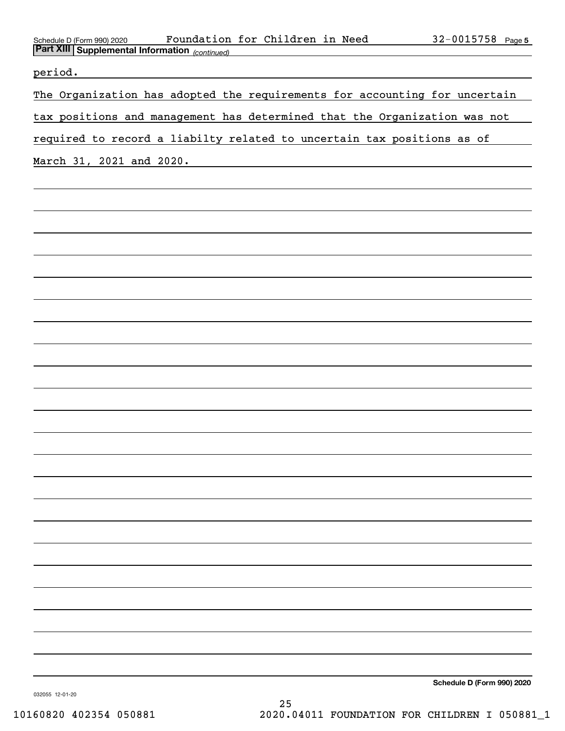Schedule D (Form 990) 2020 Foundation for Children in Need 32-0015758 Page 5

**Part XIII Supplemental Information** *(continued)*

period.

The Organization has adopted the requirements for accounting for uncertain tax positions and management has determined that the Organization was not required to record a liabilty related to uncertain tax positions as of March 31, 2021 and 2020.

**Schedule D (Form 990) 2020**

032055 12-01-20

10160820 402354 050881 2020.04011 FOUNDATION FOR CHILDREN I 050881_1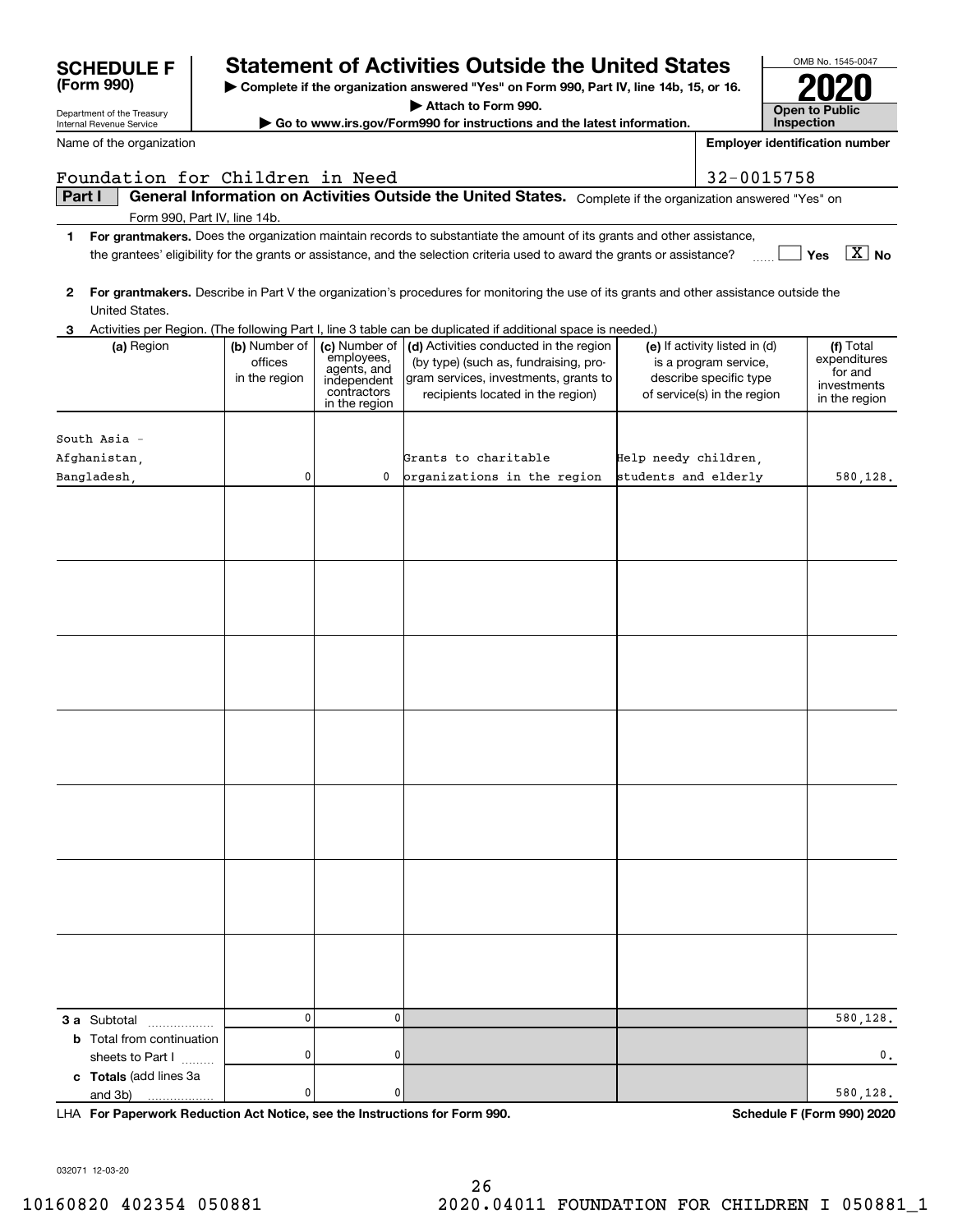**SCHEDULE F (Form 990)**

Department of the Treasury
Internal Revenue Service

# Statement of Activities Outside the United States

▶ Complete if the organization answered "Yes" on Form 990, Part IV, line 14b, 15, or 16.
▶ Attach to Form 990.
▶ Go to www.irs.gov/Form990 for instructions and the latest information.

OMB No. 1545-0047
**2020**
**Open to Public Inspection**

Name of the organization: Foundation for Children in Need

Employer identification number: 32-0015758

**Part I — General Information on Activities Outside the United States.** Complete if the organization answered "Yes" on Form 990, Part IV, line 14b.

1 **For grantmakers.** Does the organization maintain records to substantiate the amount of its grants and other assistance, the grantees' eligibility for the grants or assistance, and the selection criteria used to award the grants or assistance? ☐ Yes ☒ No

2 **For grantmakers.** Describe in Part V the organization's procedures for monitoring the use of its grants and other assistance outside the United States.

3 Activities per Region. (The following Part I, line 3 table can be duplicated if additional space is needed.)

| (a) Region | (b) Number of offices in the region | (c) Number of employees, agents, and independent contractors in the region | (d) Activities conducted in the region (by type) (such as, fundraising, program services, investments, grants to recipients located in the region) | (e) If activity listed in (d) is a program service, describe specific type of service(s) in the region | (f) Total expenditures for and investments in the region |
|---|---|---|---|---|---|
| South Asia - Afghanistan, Bangladesh, | 0 | 0 | Grants to charitable organizations in the region | Help needy children, students and elderly | 580,128. |
| | | | | | |
| | | | | | |
| | | | | | |
| | | | | | |
| | | | | | |
| | | | | | |
| | | | | | |
| **3 a** Subtotal | 0 | 0 | | | 580,128. |
| **b** Total from continuation sheets to Part I | 0 | 0 | | | 0. |
| **c Totals** (add lines 3a and 3b) | 0 | 0 | | | 580,128. |

LHA **For Paperwork Reduction Act Notice, see the Instructions for Form 990.** **Schedule F (Form 990) 2020**

032071 12-03-20

10160820 402354 050881 2020.04011 FOUNDATION FOR CHILDREN I 050881_1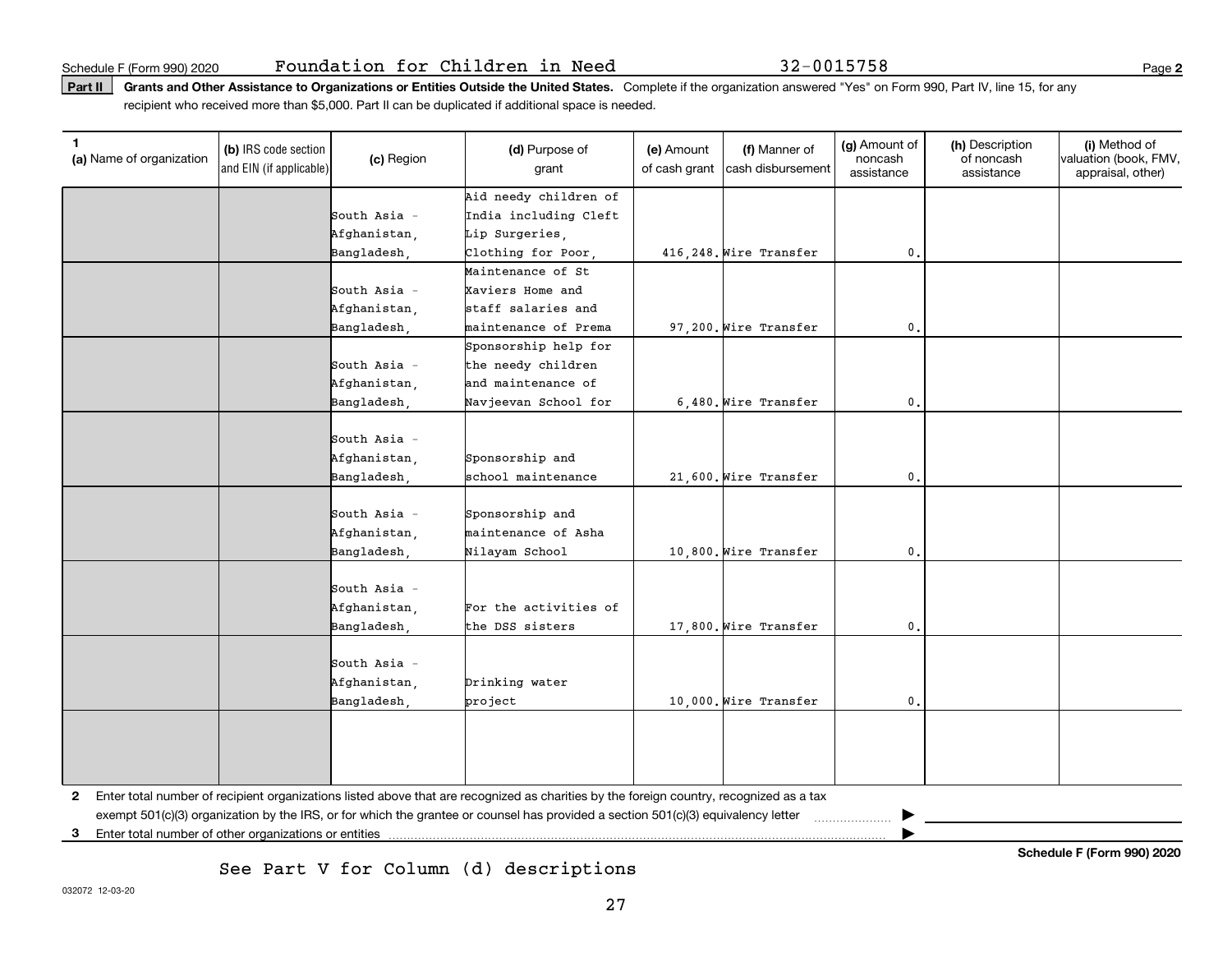Schedule F (Form 990) 2020 Foundation for Children in Need 32-0015758 Page 2

**Part II Grants and Other Assistance to Organizations or Entities Outside the United States.** Complete if the organization answered "Yes" on Form 990, Part IV, line 15, for any recipient who received more than $5,000. Part II can be duplicated if additional space is needed.

| 1 (a) Name of organization | (b) IRS code section and EIN (if applicable) | (c) Region | (d) Purpose of grant | (e) Amount of cash grant | (f) Manner of cash disbursement | (g) Amount of noncash assistance | (h) Description of noncash assistance | (i) Method of valuation (book, FMV, appraisal, other) |
|---|---|---|---|---|---|---|---|---|
| | | South Asia - Afghanistan, Bangladesh, | Aid needy children of India including Cleft Lip Surgeries, Clothing for Poor, | 416,248. | Wire Transfer | 0. | | |
| | | South Asia - Afghanistan, Bangladesh, | Maintenance of St Xaviers Home and staff salaries and maintenance of Prema | 97,200. | Wire Transfer | 0. | | |
| | | South Asia - Afghanistan, Bangladesh, | Sponsorship help for the needy children and maintenance of Navjeevan School for | 6,480. | Wire Transfer | 0. | | |
| | | South Asia - Afghanistan, Bangladesh, | Sponsorship and school maintenance | 21,600. | Wire Transfer | 0. | | |
| | | South Asia - Afghanistan, Bangladesh, | Sponsorship and maintenance of Asha Nilayam School | 10,800. | Wire Transfer | 0. | | |
| | | South Asia - Afghanistan, Bangladesh, | For the activities of the DSS sisters | 17,800. | Wire Transfer | 0. | | |
| | | South Asia - Afghanistan, Bangladesh, | Drinking water project | 10,000. | Wire Transfer | 0. | | |
| | | | | | | | | |

**2** Enter total number of recipient organizations listed above that are recognized as charities by the foreign country, recognized as a tax exempt 501(c)(3) organization by the IRS, or for which the grantee or counsel has provided a section 501(c)(3) equivalency letter ▶

**3** Enter total number of other organizations or entities ▶

**Schedule F (Form 990) 2020**

See Part V for Column (d) descriptions

032072 12-03-20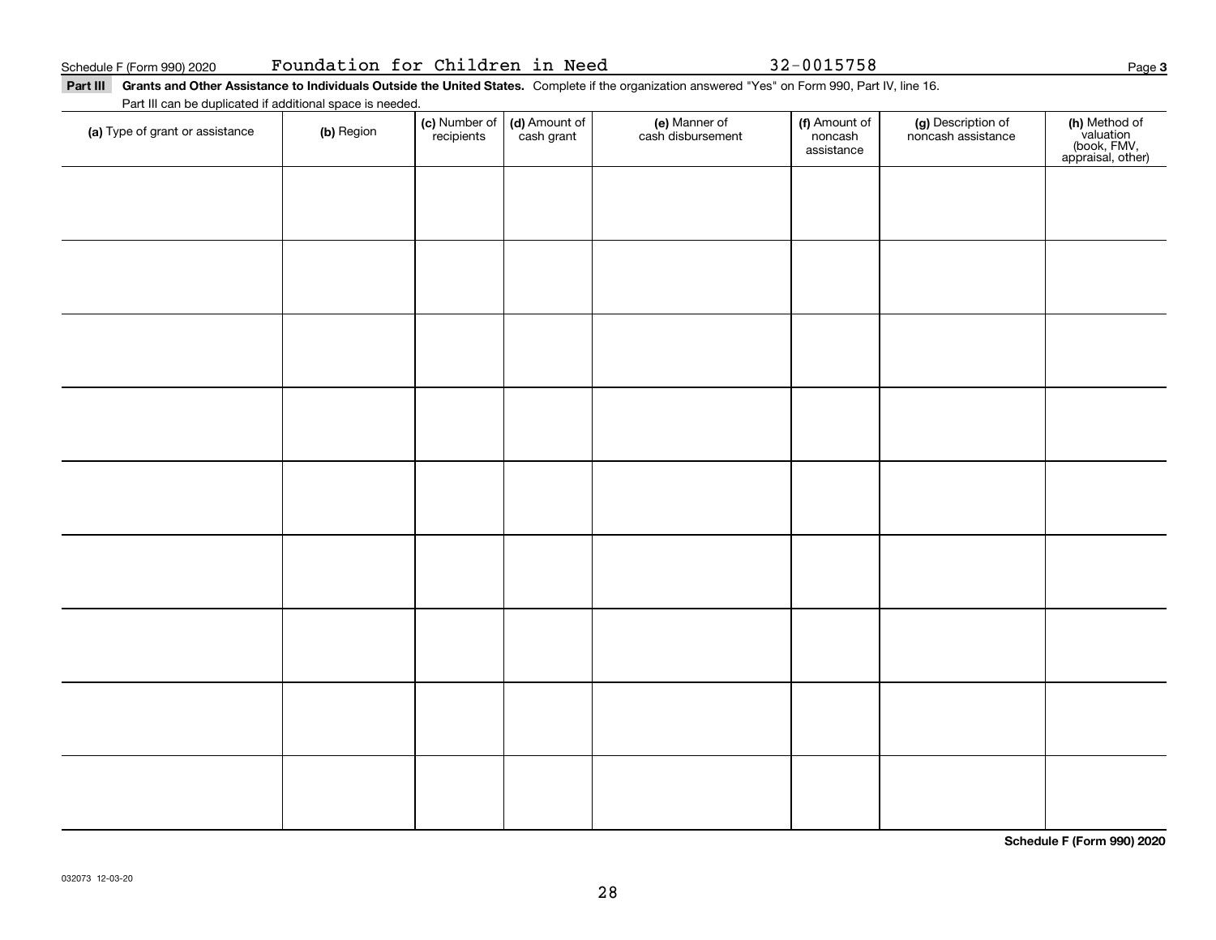Schedule F (Form 990) 2020 Foundation for Children in Need 32-0015758 Page 3

**Part III Grants and Other Assistance to Individuals Outside the United States.** Complete if the organization answered "Yes" on Form 990, Part IV, line 16.

Part III can be duplicated if additional space is needed.

| (a) Type of grant or assistance | (b) Region | (c) Number of recipients | (d) Amount of cash grant | (e) Manner of cash disbursement | (f) Amount of noncash assistance | (g) Description of noncash assistance | (h) Method of valuation (book, FMV, appraisal, other) |
|---|---|---|---|---|---|---|---|
| | | | | | | | |
| | | | | | | | |
| | | | | | | | |
| | | | | | | | |
| | | | | | | | |
| | | | | | | | |
| | | | | | | | |
| | | | | | | | |
| | | | | | | | |

**Schedule F (Form 990) 2020**

032073 12-03-20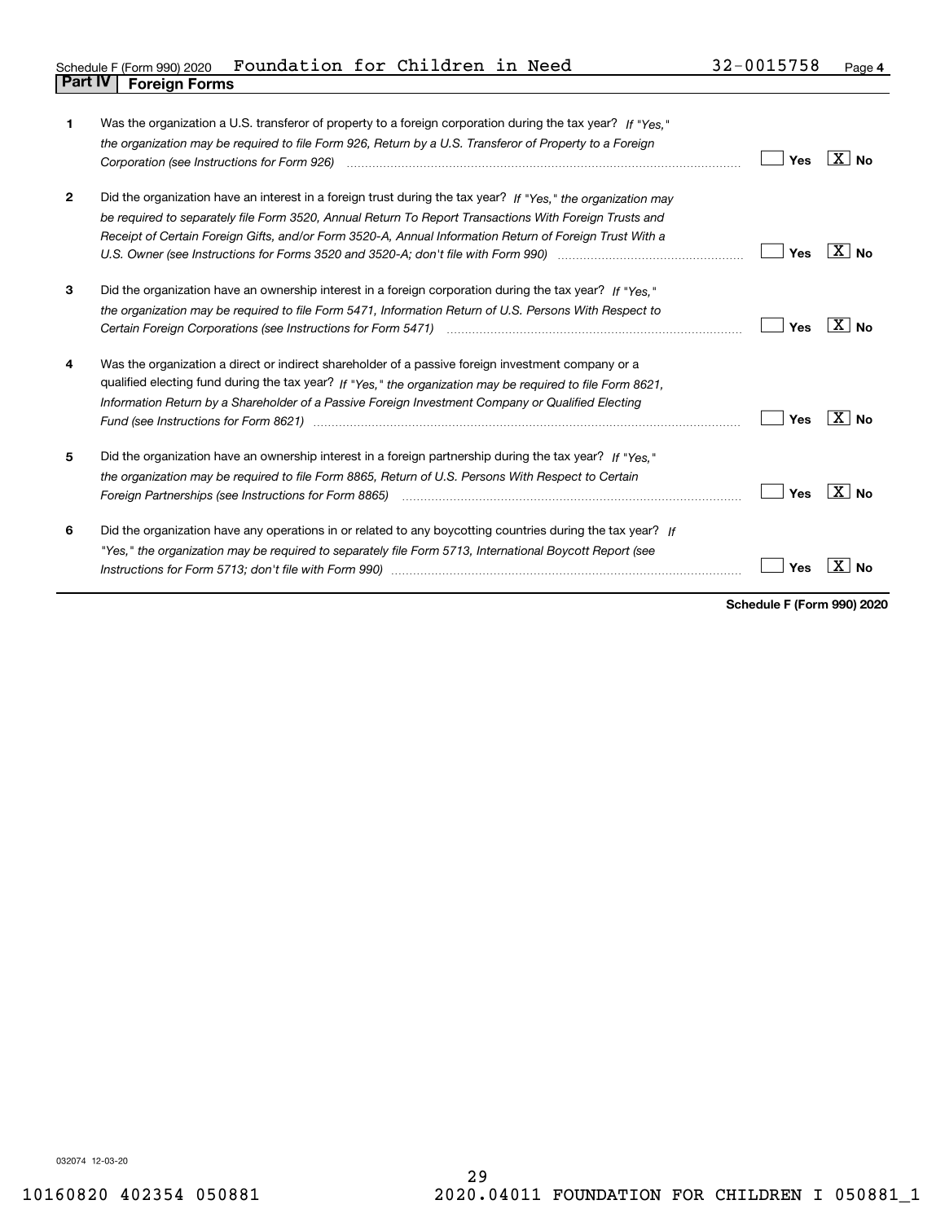Schedule F (Form 990) 2020 Foundation for Children in Need 32-0015758 Page 4

## Part IV Foreign Forms

| | | | |
|---|---|---|---|
| 1 | Was the organization a U.S. transferor of property to a foreign corporation during the tax year? *If "Yes," the organization may be required to file Form 926, Return by a U.S. Transferor of Property to a Foreign Corporation (see Instructions for Form 926)* | Yes | X No |
| 2 | Did the organization have an interest in a foreign trust during the tax year? *If "Yes," the organization may be required to separately file Form 3520, Annual Return To Report Transactions With Foreign Trusts and Receipt of Certain Foreign Gifts, and/or Form 3520-A, Annual Information Return of Foreign Trust With a U.S. Owner (see Instructions for Forms 3520 and 3520-A; don't file with Form 990)* | Yes | X No |
| 3 | Did the organization have an ownership interest in a foreign corporation during the tax year? *If "Yes," the organization may be required to file Form 5471, Information Return of U.S. Persons With Respect to Certain Foreign Corporations (see Instructions for Form 5471)* | Yes | X No |
| 4 | Was the organization a direct or indirect shareholder of a passive foreign investment company or a qualified electing fund during the tax year? *If "Yes," the organization may be required to file Form 8621, Information Return by a Shareholder of a Passive Foreign Investment Company or Qualified Electing Fund (see Instructions for Form 8621)* | Yes | X No |
| 5 | Did the organization have an ownership interest in a foreign partnership during the tax year? *If "Yes," the organization may be required to file Form 8865, Return of U.S. Persons With Respect to Certain Foreign Partnerships (see Instructions for Form 8865)* | Yes | X No |
| 6 | Did the organization have any operations in or related to any boycotting countries during the tax year? *If "Yes," the organization may be required to separately file Form 5713, International Boycott Report (see Instructions for Form 5713; don't file with Form 990)* | Yes | X No |

**Schedule F (Form 990) 2020**

032074 12-03-20

10160820 402354 050881 2020.04011 FOUNDATION FOR CHILDREN I 050881_1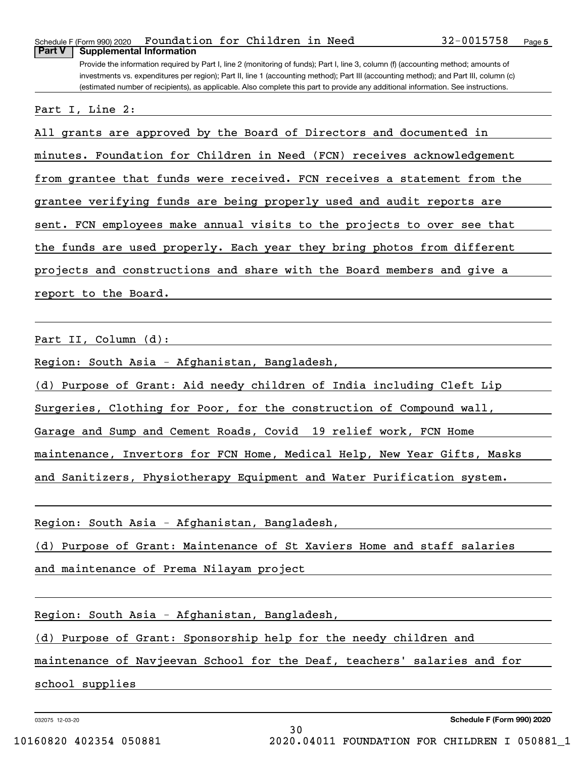Schedule F (Form 990) 2020 Foundation for Children in Need 32-0015758 Page 5

**Part V Supplemental Information**

Provide the information required by Part I, line 2 (monitoring of funds); Part I, line 3, column (f) (accounting method; amounts of investments vs. expenditures per region); Part II, line 1 (accounting method); Part III (accounting method); and Part III, column (c) (estimated number of recipients), as applicable. Also complete this part to provide any additional information. See instructions.

Part I, Line 2:

All grants are approved by the Board of Directors and documented in minutes. Foundation for Children in Need (FCN) receives acknowledgement from grantee that funds were received. FCN receives a statement from the grantee verifying funds are being properly used and audit reports are sent. FCN employees make annual visits to the projects to over see that the funds are used properly. Each year they bring photos from different projects and constructions and share with the Board members and give a report to the Board.

Part II, Column (d):

Region: South Asia - Afghanistan, Bangladesh,

(d) Purpose of Grant: Aid needy children of India including Cleft Lip Surgeries, Clothing for Poor, for the construction of Compound wall, Garage and Sump and Cement Roads, Covid 19 relief work, FCN Home maintenance, Invertors for FCN Home, Medical Help, New Year Gifts, Masks and Sanitizers, Physiotherapy Equipment and Water Purification system.

Region: South Asia - Afghanistan, Bangladesh,

(d) Purpose of Grant: Maintenance of St Xaviers Home and staff salaries and maintenance of Prema Nilayam project

Region: South Asia - Afghanistan, Bangladesh,

(d) Purpose of Grant: Sponsorship help for the needy children and maintenance of Navjeevan School for the Deaf, teachers' salaries and for school supplies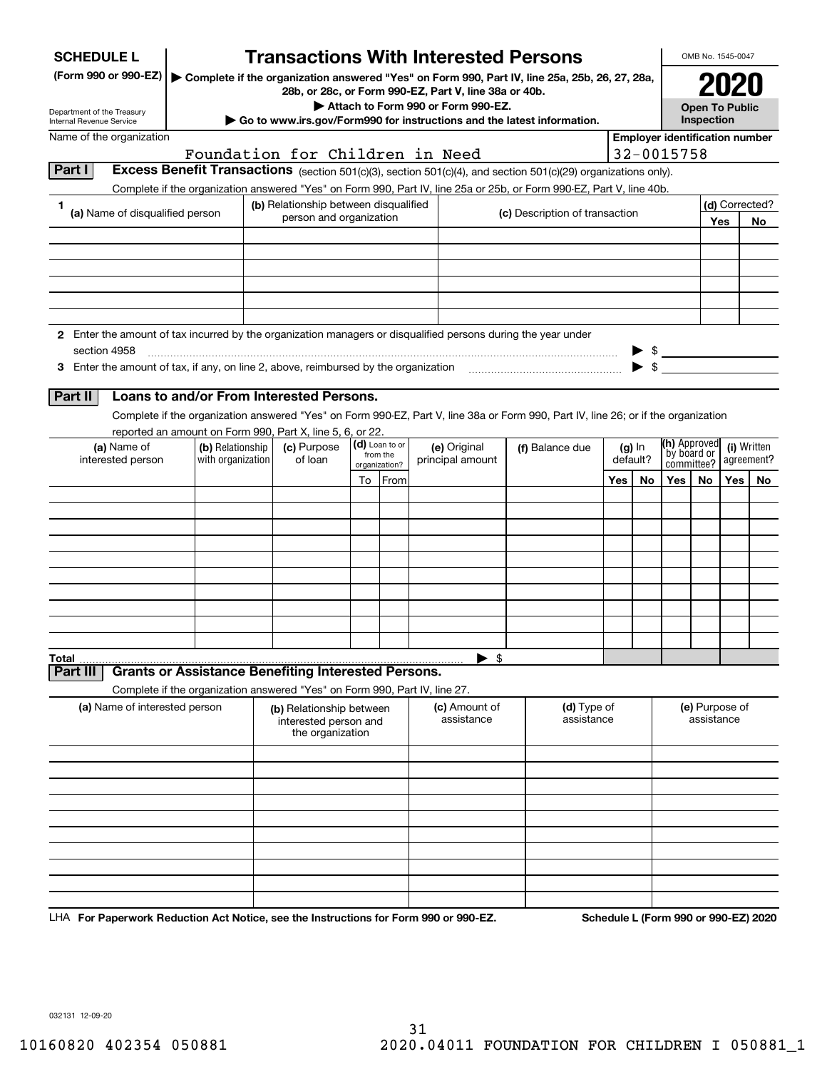**SCHEDULE L** (Form 990 or 990-EZ)

Department of the Treasury
Internal Revenue Service

# Transactions With Interested Persons

▶ Complete if the organization answered "Yes" on Form 990, Part IV, line 25a, 25b, 26, 27, 28a, 28b, or 28c, or Form 990-EZ, Part V, line 38a or 40b.
▶ Attach to Form 990 or Form 990-EZ.
▶ Go to www.irs.gov/Form990 for instructions and the latest information.

OMB No. 1545-0047

**2020**

**Open To Public Inspection**

Name of the organization: Foundation for Children in Need

Employer identification number: 32-0015758

## Part I Excess Benefit Transactions (section 501(c)(3), section 501(c)(4), and section 501(c)(29) organizations only).

Complete if the organization answered "Yes" on Form 990, Part IV, line 25a or 25b, or Form 990-EZ, Part V, line 40b.

| 1 (a) Name of disqualified person | (b) Relationship between disqualified person and organization | (c) Description of transaction | (d) Corrected? Yes | No |
|---|---|---|---|---|
| | | | | |
| | | | | |
| | | | | |
| | | | | |
| | | | | |
| | | | | |

**2** Enter the amount of tax incurred by the organization managers or disqualified persons during the year under section 4958 ▶ $

**3** Enter the amount of tax, if any, on line 2, above, reimbursed by the organization ▶ $

## Part II Loans to and/or From Interested Persons.

Complete if the organization answered "Yes" on Form 990-EZ, Part V, line 38a or Form 990, Part IV, line 26; or if the organization reported an amount on Form 990, Part X, line 5, 6, or 22.

| (a) Name of interested person | (b) Relationship with organization | (c) Purpose of loan | (d) Loan to or from the organization? To | From | (e) Original principal amount | (f) Balance due | (g) In default? Yes | No | (h) Approved by board or committee? Yes | No | (i) Written agreement? Yes | No |
|---|---|---|---|---|---|---|---|---|---|---|---|---|
| | | | | | | | | | | | | |
| | | | | | | | | | | | | |
| | | | | | | | | | | | | |
| | | | | | | | | | | | | |
| | | | | | | | | | | | | |
| | | | | | | | | | | | | |
| | | | | | | | | | | | | |
| | | | | | | | | | | | | |
| | | | | | | | | | | | | |
| | | | | | | | | | | | | |
| **Total** | | | | | ▶ $ | | | | | | | |

## Part III Grants or Assistance Benefiting Interested Persons.

Complete if the organization answered "Yes" on Form 990, Part IV, line 27.

| (a) Name of interested person | (b) Relationship between interested person and the organization | (c) Amount of assistance | (d) Type of assistance | (e) Purpose of assistance |
|---|---|---|---|---|
| | | | | |
| | | | | |
| | | | | |
| | | | | |
| | | | | |
| | | | | |
| | | | | |
| | | | | |
| | | | | |
| | | | | |

LHA **For Paperwork Reduction Act Notice, see the Instructions for Form 990 or 990-EZ.** **Schedule L (Form 990 or 990-EZ) 2020**

032131 12-09-20

10160820 402354 050881 2020.04011 FOUNDATION FOR CHILDREN I 050881_1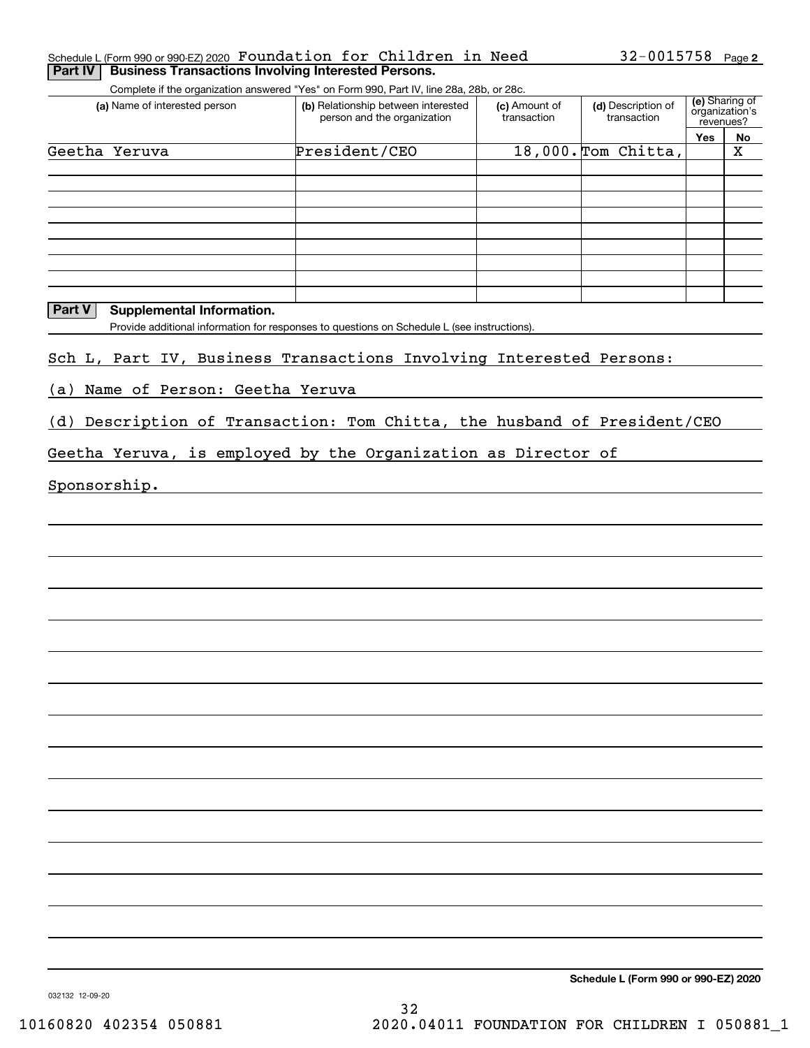Schedule L (Form 990 or 990-EZ) 2020 Foundation for Children in Need 32-0015758 Page 2

## Part IV Business Transactions Involving Interested Persons.

Complete if the organization answered "Yes" on Form 990, Part IV, line 28a, 28b, or 28c.

| (a) Name of interested person | (b) Relationship between interested person and the organization | (c) Amount of transaction | (d) Description of transaction | (e) Sharing of organization's revenues? | |
|---|---|---|---|---|---|
| | | | | Yes | No |
| Geetha Yeruva | President/CEO | 18,000. | Tom Chitta, | | X |
| | | | | | |
| | | | | | |
| | | | | | |
| | | | | | |
| | | | | | |
| | | | | | |
| | | | | | |
| | | | | | |

## Part V Supplemental Information.

Provide additional information for responses to questions on Schedule L (see instructions).

Sch L, Part IV, Business Transactions Involving Interested Persons:

(a) Name of Person: Geetha Yeruva

(d) Description of Transaction: Tom Chitta, the husband of President/CEO Geetha Yeruva, is employed by the Organization as Director of Sponsorship.

Schedule L (Form 990 or 990-EZ) 2020

032132 12-09-20

10160820 402354 050881 2020.04011 FOUNDATION FOR CHILDREN I 050881_1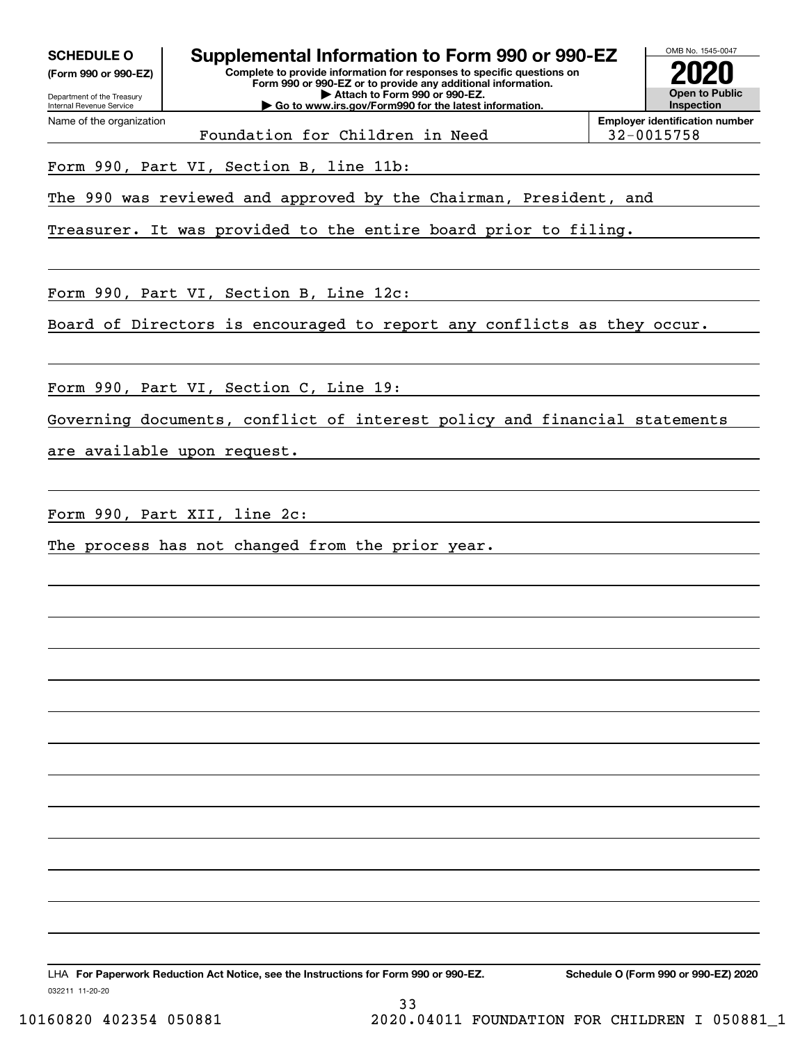**SCHEDULE O**
**(Form 990 or 990-EZ)**

Department of the Treasury
Internal Revenue Service

# Supplemental Information to Form 990 or 990-EZ

**Complete to provide information for responses to specific questions on Form 990 or 990-EZ or to provide any additional information.**
**▶ Attach to Form 990 or 990-EZ.**
**▶ Go to www.irs.gov/Form990 for the latest information.**

OMB No. 1545-0047
**2020**
**Open to Public Inspection**

Name of the organization: Foundation for Children in Need
**Employer identification number:** 32-0015758

Form 990, Part VI, Section B, line 11b:

The 990 was reviewed and approved by the Chairman, President, and Treasurer. It was provided to the entire board prior to filing.

Form 990, Part VI, Section B, Line 12c:

Board of Directors is encouraged to report any conflicts as they occur.

Form 990, Part VI, Section C, Line 19:

Governing documents, conflict of interest policy and financial statements are available upon request.

Form 990, Part XII, line 2c:

The process has not changed from the prior year.

LHA **For Paperwork Reduction Act Notice, see the Instructions for Form 990 or 990-EZ.** **Schedule O (Form 990 or 990-EZ) 2020**

032211 11-20-20

10160820 402354 050881 2020.04011 FOUNDATION FOR CHILDREN I 050881_1